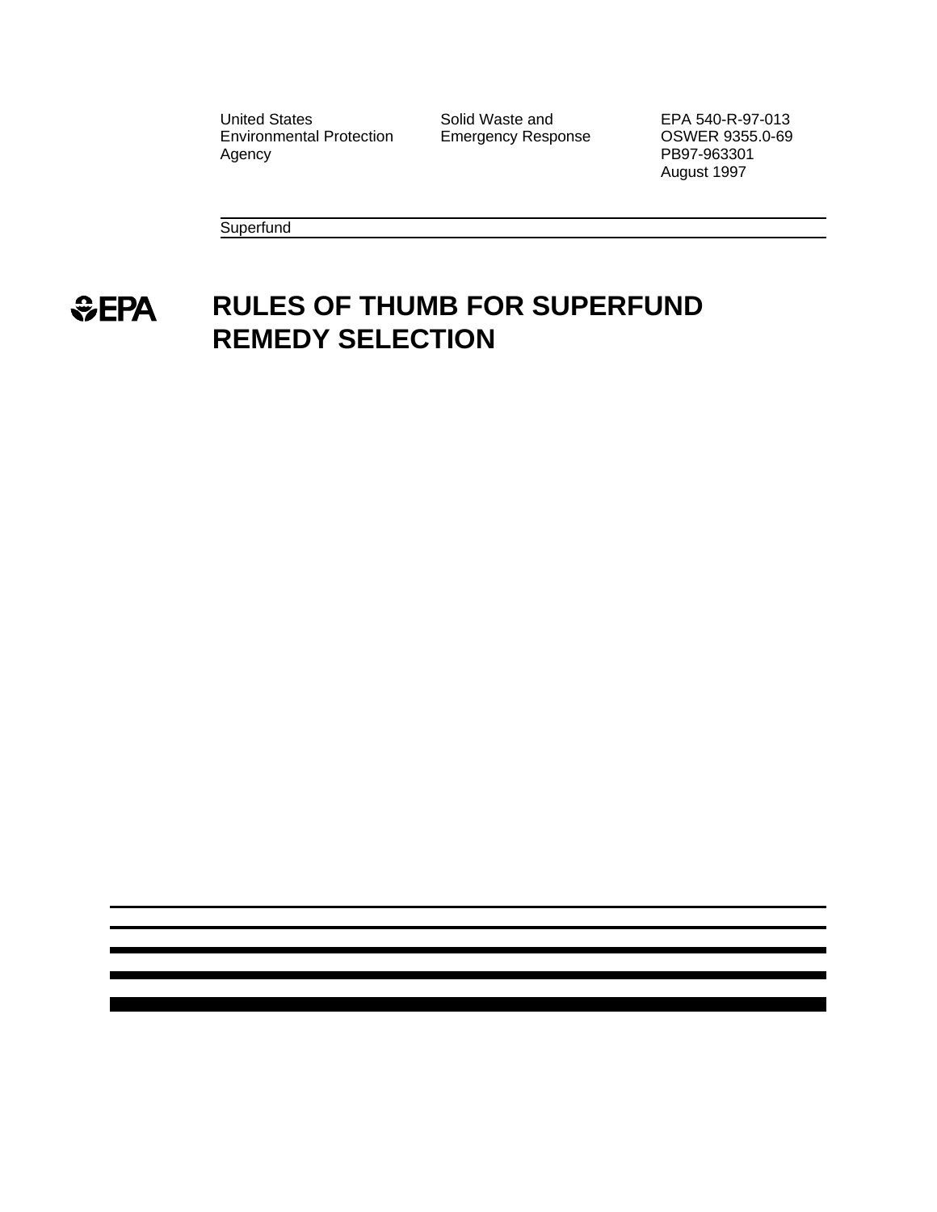United States Environmental Protection Agency

Solid Waste and Emergency Response

EPA 540-R-97-013
OSWER 9355.0-69
PB97-963301
August 1997

Superfund

EPA

# RULES OF THUMB FOR SUPERFUND REMEDY SELECTION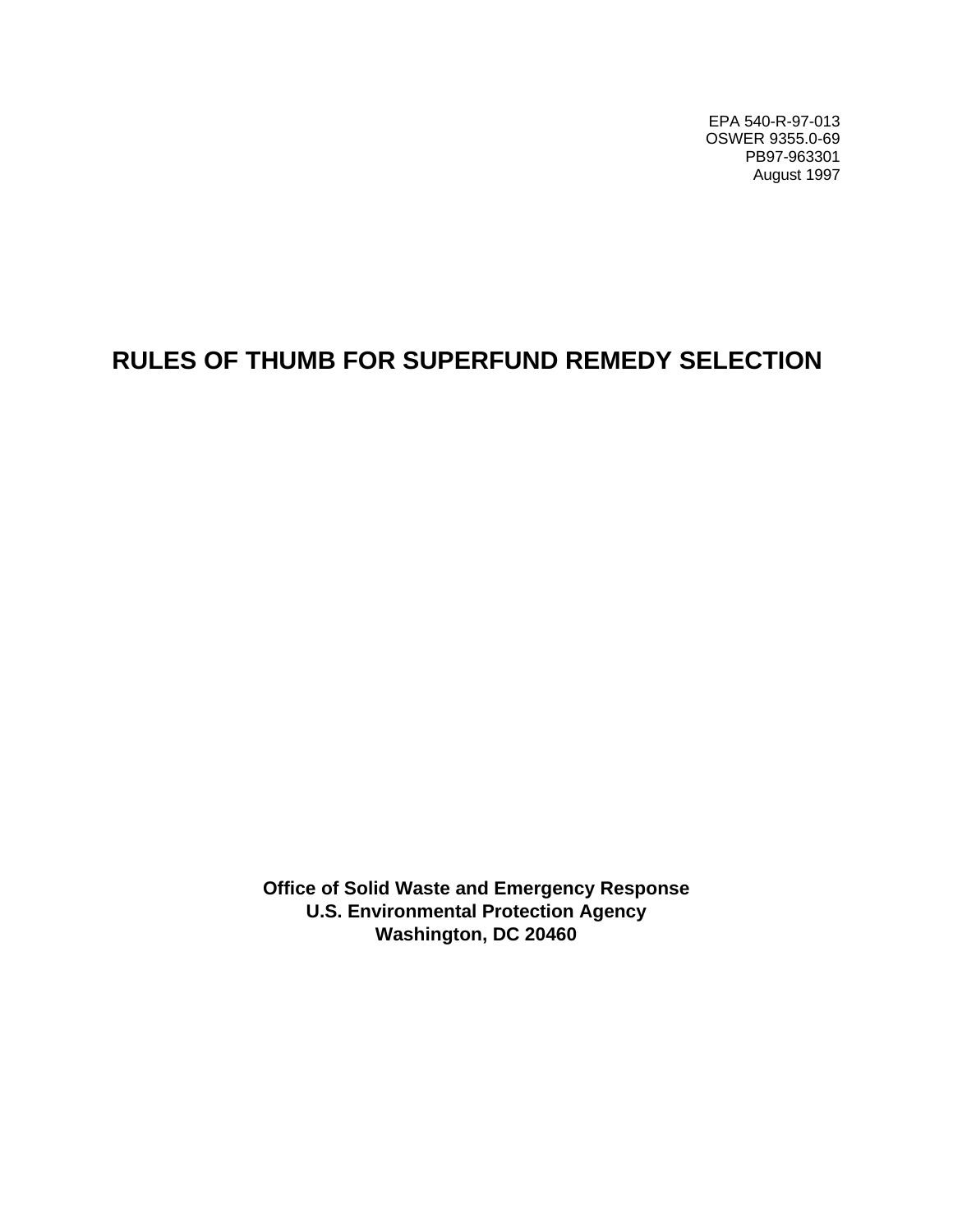EPA 540-R-97-013
OSWER 9355.0-69
PB97-963301
August 1997

# RULES OF THUMB FOR SUPERFUND REMEDY SELECTION

**Office of Solid Waste and Emergency Response**
**U.S. Environmental Protection Agency**
**Washington, DC 20460**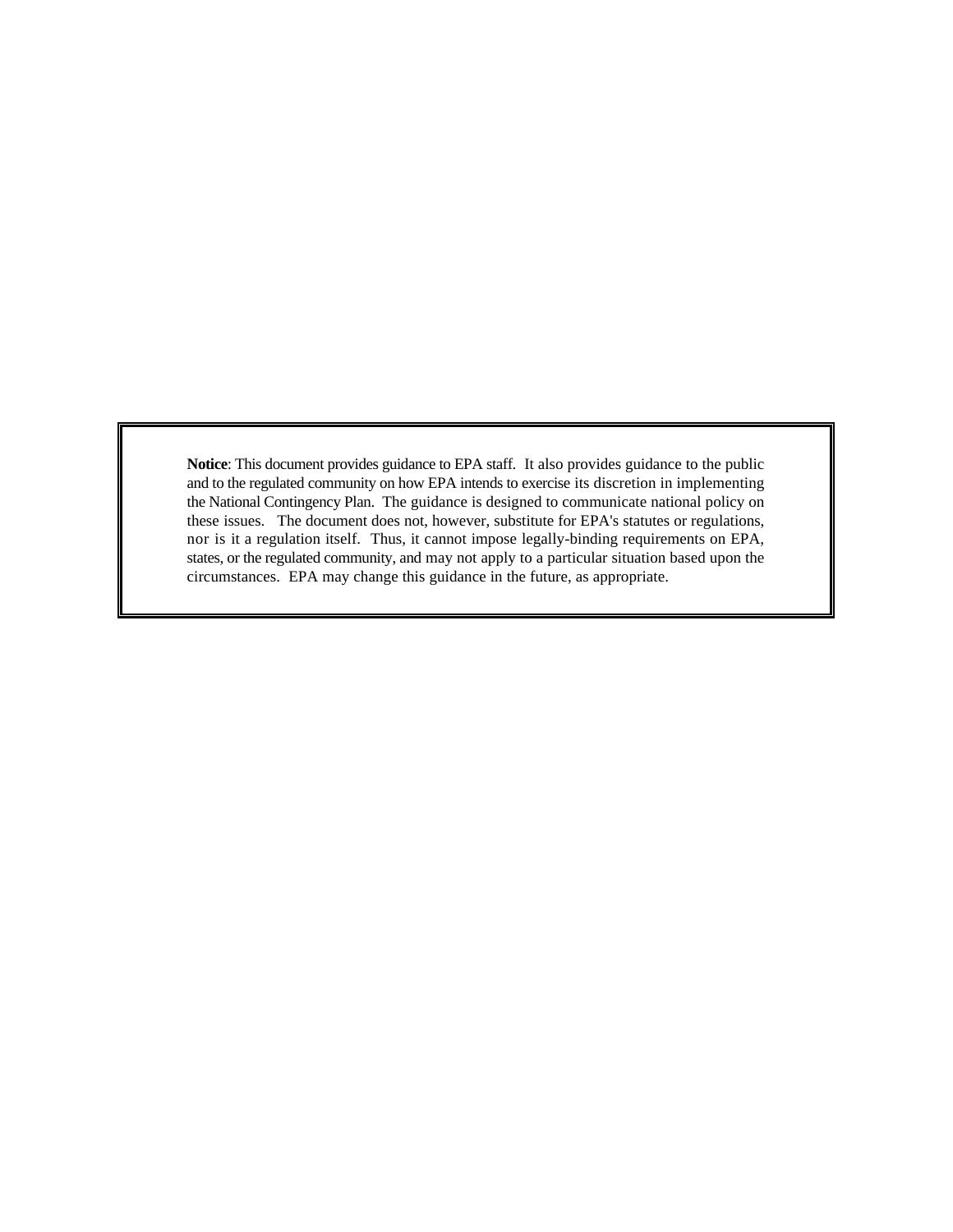**Notice**: This document provides guidance to EPA staff. It also provides guidance to the public and to the regulated community on how EPA intends to exercise its discretion in implementing the National Contingency Plan. The guidance is designed to communicate national policy on these issues. The document does not, however, substitute for EPA's statutes or regulations, nor is it a regulation itself. Thus, it cannot impose legally-binding requirements on EPA, states, or the regulated community, and may not apply to a particular situation based upon the circumstances. EPA may change this guidance in the future, as appropriate.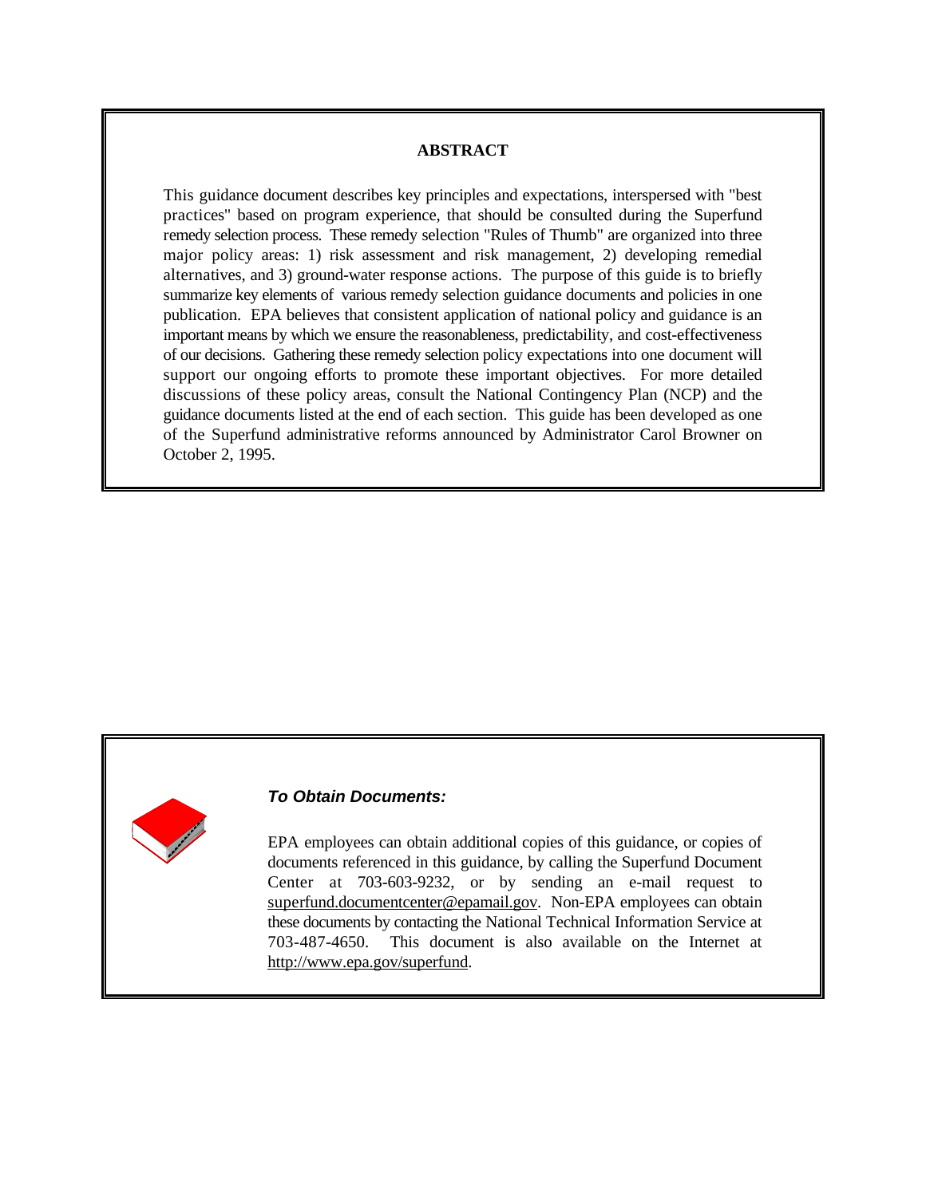## ABSTRACT

This guidance document describes key principles and expectations, interspersed with "best practices" based on program experience, that should be consulted during the Superfund remedy selection process. These remedy selection "Rules of Thumb" are organized into three major policy areas: 1) risk assessment and risk management, 2) developing remedial alternatives, and 3) ground-water response actions. The purpose of this guide is to briefly summarize key elements of various remedy selection guidance documents and policies in one publication. EPA believes that consistent application of national policy and guidance is an important means by which we ensure the reasonableness, predictability, and cost-effectiveness of our decisions. Gathering these remedy selection policy expectations into one document will support our ongoing efforts to promote these important objectives. For more detailed discussions of these policy areas, consult the National Contingency Plan (NCP) and the guidance documents listed at the end of each section. This guide has been developed as one of the Superfund administrative reforms announced by Administrator Carol Browner on October 2, 1995.

***To Obtain Documents:***

EPA employees can obtain additional copies of this guidance, or copies of documents referenced in this guidance, by calling the Superfund Document Center at 703-603-9232, or by sending an e-mail request to superfund.documentcenter@epamail.gov. Non-EPA employees can obtain these documents by contacting the National Technical Information Service at 703-487-4650. This document is also available on the Internet at http://www.epa.gov/superfund.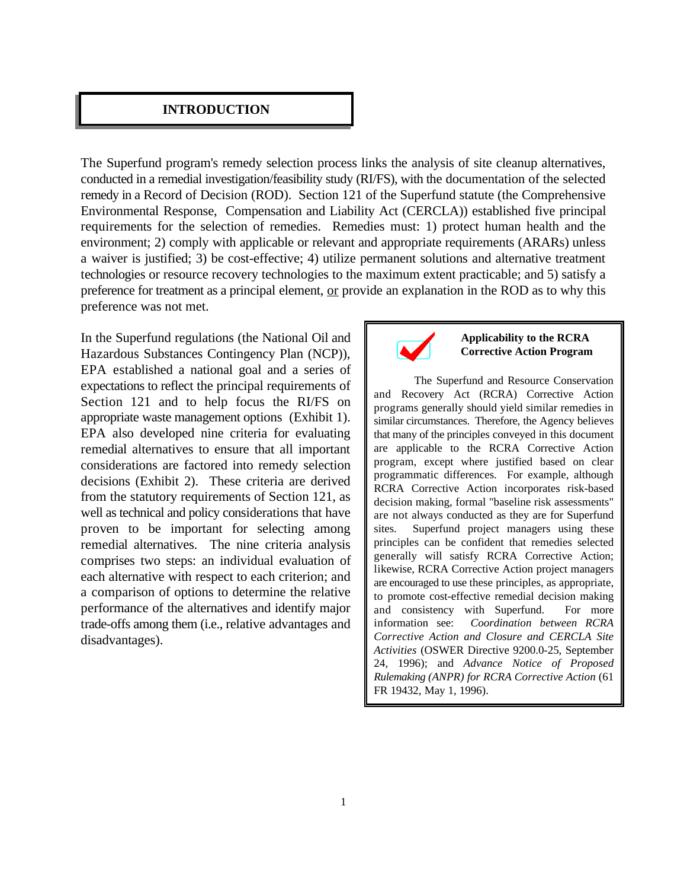## INTRODUCTION

The Superfund program's remedy selection process links the analysis of site cleanup alternatives, conducted in a remedial investigation/feasibility study (RI/FS), with the documentation of the selected remedy in a Record of Decision (ROD). Section 121 of the Superfund statute (the Comprehensive Environmental Response, Compensation and Liability Act (CERCLA)) established five principal requirements for the selection of remedies. Remedies must: 1) protect human health and the environment; 2) comply with applicable or relevant and appropriate requirements (ARARs) unless a waiver is justified; 3) be cost-effective; 4) utilize permanent solutions and alternative treatment technologies or resource recovery technologies to the maximum extent practicable; and 5) satisfy a preference for treatment as a principal element, or provide an explanation in the ROD as to why this preference was not met.

In the Superfund regulations (the National Oil and Hazardous Substances Contingency Plan (NCP)), EPA established a national goal and a series of expectations to reflect the principal requirements of Section 121 and to help focus the RI/FS on appropriate waste management options (Exhibit 1). EPA also developed nine criteria for evaluating remedial alternatives to ensure that all important considerations are factored into remedy selection decisions (Exhibit 2). These criteria are derived from the statutory requirements of Section 121, as well as technical and policy considerations that have proven to be important for selecting among remedial alternatives. The nine criteria analysis comprises two steps: an individual evaluation of each alternative with respect to each criterion; and a comparison of options to determine the relative performance of the alternatives and identify major trade-offs among them (i.e., relative advantages and disadvantages).

> **Applicability to the RCRA Corrective Action Program**
>
> The Superfund and Resource Conservation and Recovery Act (RCRA) Corrective Action programs generally should yield similar remedies in similar circumstances. Therefore, the Agency believes that many of the principles conveyed in this document are applicable to the RCRA Corrective Action program, except where justified based on clear programmatic differences. For example, although RCRA Corrective Action incorporates risk-based decision making, formal "baseline risk assessments" are not always conducted as they are for Superfund sites. Superfund project managers using these principles can be confident that remedies selected generally will satisfy RCRA Corrective Action; likewise, RCRA Corrective Action project managers are encouraged to use these principles, as appropriate, to promote cost-effective remedial decision making and consistency with Superfund. For more information see: *Coordination between RCRA Corrective Action and Closure and CERCLA Site Activities* (OSWER Directive 9200.0-25, September 24, 1996); and *Advance Notice of Proposed Rulemaking (ANPR) for RCRA Corrective Action* (61 FR 19432, May 1, 1996).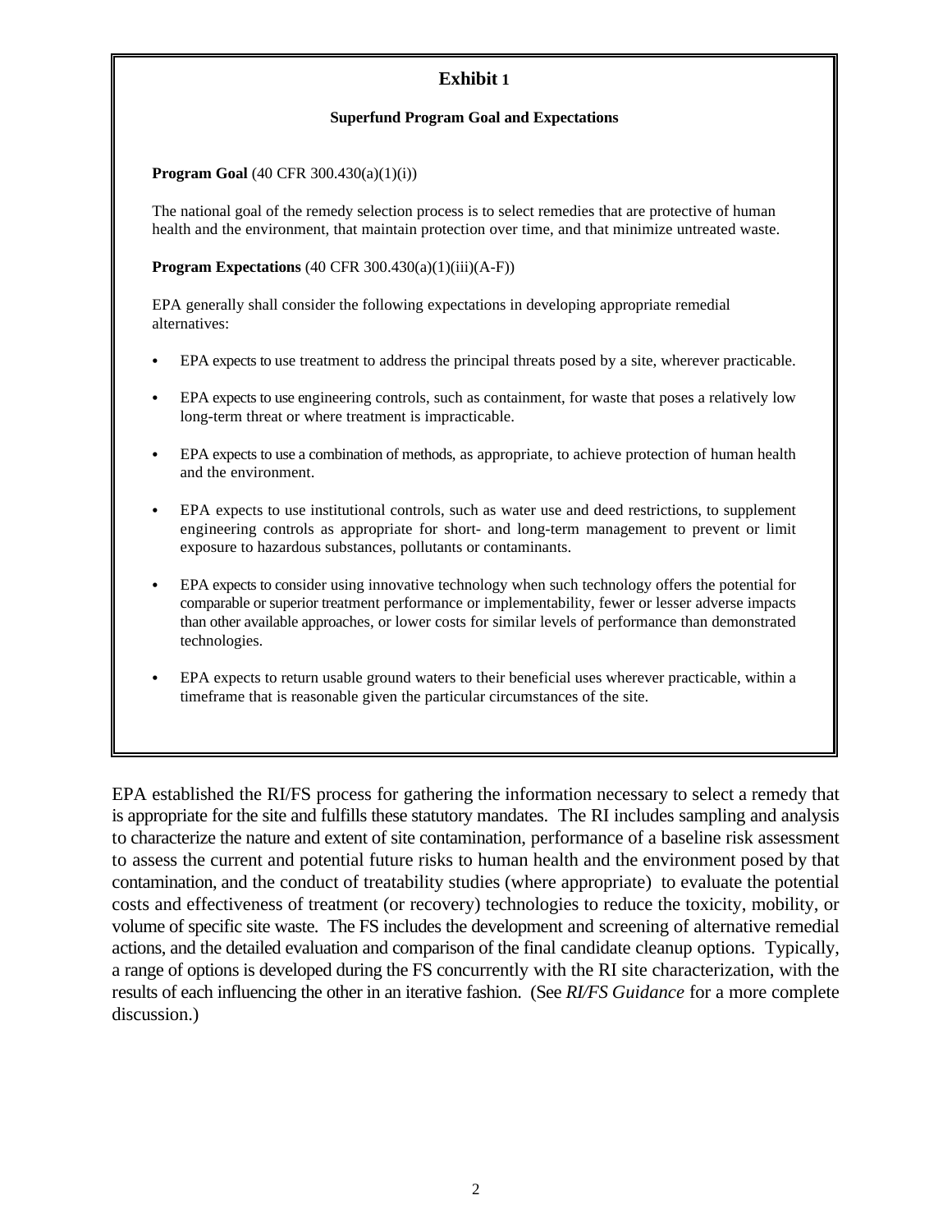## Exhibit 1

### Superfund Program Goal and Expectations

**Program Goal** (40 CFR 300.430(a)(1)(i))

The national goal of the remedy selection process is to select remedies that are protective of human health and the environment, that maintain protection over time, and that minimize untreated waste.

**Program Expectations** (40 CFR 300.430(a)(1)(iii)(A-F))

EPA generally shall consider the following expectations in developing appropriate remedial alternatives:

- EPA expects to use treatment to address the principal threats posed by a site, wherever practicable.
- EPA expects to use engineering controls, such as containment, for waste that poses a relatively low long-term threat or where treatment is impracticable.
- EPA expects to use a combination of methods, as appropriate, to achieve protection of human health and the environment.
- EPA expects to use institutional controls, such as water use and deed restrictions, to supplement engineering controls as appropriate for short- and long-term management to prevent or limit exposure to hazardous substances, pollutants or contaminants.
- EPA expects to consider using innovative technology when such technology offers the potential for comparable or superior treatment performance or implementability, fewer or lesser adverse impacts than other available approaches, or lower costs for similar levels of performance than demonstrated technologies.
- EPA expects to return usable ground waters to their beneficial uses wherever practicable, within a timeframe that is reasonable given the particular circumstances of the site.

EPA established the RI/FS process for gathering the information necessary to select a remedy that is appropriate for the site and fulfills these statutory mandates. The RI includes sampling and analysis to characterize the nature and extent of site contamination, performance of a baseline risk assessment to assess the current and potential future risks to human health and the environment posed by that contamination, and the conduct of treatability studies (where appropriate) to evaluate the potential costs and effectiveness of treatment (or recovery) technologies to reduce the toxicity, mobility, or volume of specific site waste. The FS includes the development and screening of alternative remedial actions, and the detailed evaluation and comparison of the final candidate cleanup options. Typically, a range of options is developed during the FS concurrently with the RI site characterization, with the results of each influencing the other in an iterative fashion. (See *RI/FS Guidance* for a more complete discussion.)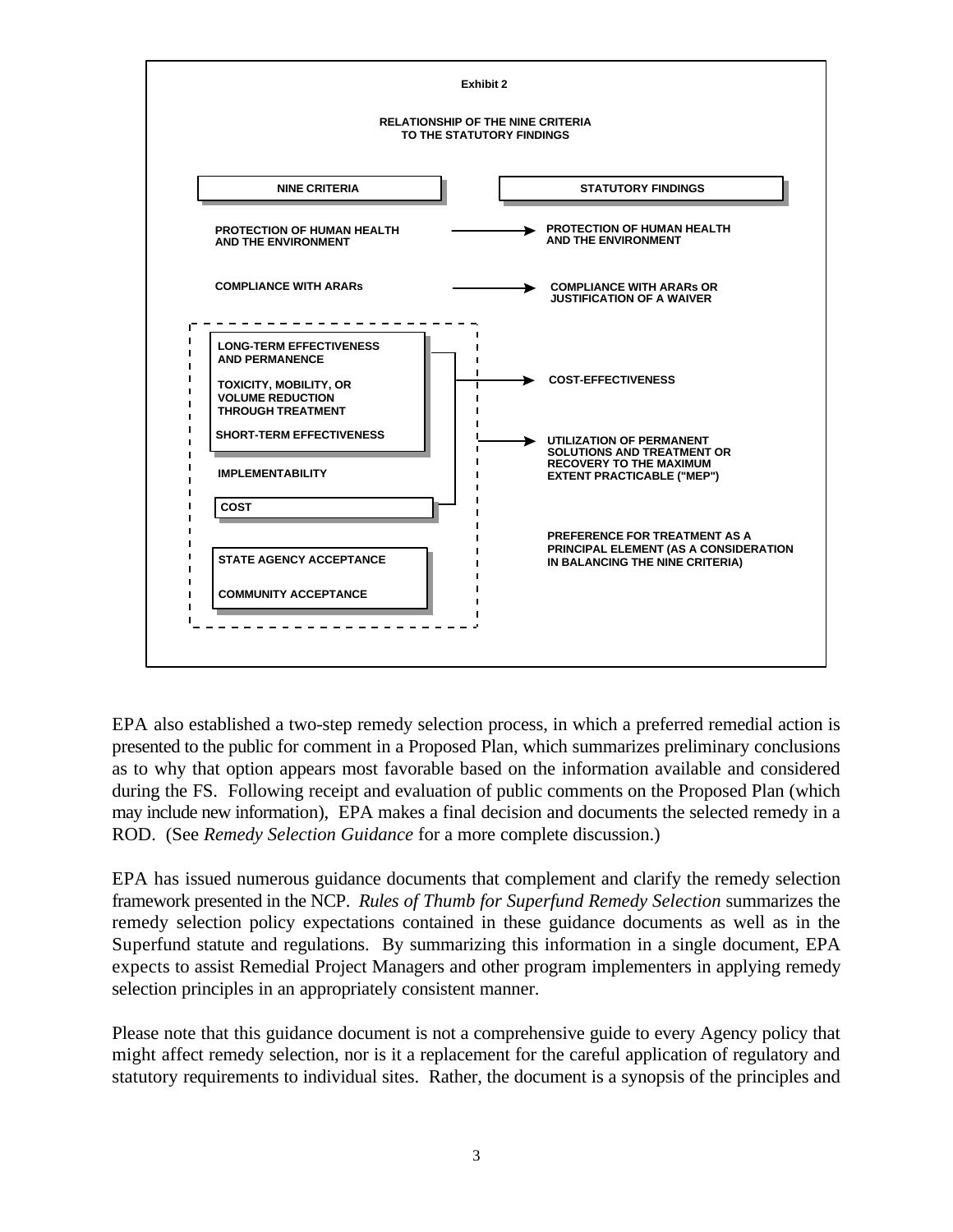**Exhibit 2**

**RELATIONSHIP OF THE NINE CRITERIA TO THE STATUTORY FINDINGS**

| NINE CRITERIA | | STATUTORY FINDINGS |
| --- | --- | --- |
| PROTECTION OF HUMAN HEALTH AND THE ENVIRONMENT | → | PROTECTION OF HUMAN HEALTH AND THE ENVIRONMENT |
| COMPLIANCE WITH ARARs | → | COMPLIANCE WITH ARARs OR JUSTIFICATION OF A WAIVER |
| LONG-TERM EFFECTIVENESS AND PERMANENCE; TOXICITY, MOBILITY, OR VOLUME REDUCTION THROUGH TREATMENT; SHORT-TERM EFFECTIVENESS; COST | → | COST-EFFECTIVENESS |
| LONG-TERM EFFECTIVENESS AND PERMANENCE; TOXICITY, MOBILITY, OR VOLUME REDUCTION THROUGH TREATMENT; SHORT-TERM EFFECTIVENESS; IMPLEMENTABILITY; COST; STATE AGENCY ACCEPTANCE; COMMUNITY ACCEPTANCE | → | UTILIZATION OF PERMANENT SOLUTIONS AND TREATMENT OR RECOVERY TO THE MAXIMUM EXTENT PRACTICABLE ("MEP") |
| | | PREFERENCE FOR TREATMENT AS A PRINCIPAL ELEMENT (AS A CONSIDERATION IN BALANCING THE NINE CRITERIA) |

EPA also established a two-step remedy selection process, in which a preferred remedial action is presented to the public for comment in a Proposed Plan, which summarizes preliminary conclusions as to why that option appears most favorable based on the information available and considered during the FS. Following receipt and evaluation of public comments on the Proposed Plan (which may include new information), EPA makes a final decision and documents the selected remedy in a ROD. (See *Remedy Selection Guidance* for a more complete discussion.)

EPA has issued numerous guidance documents that complement and clarify the remedy selection framework presented in the NCP. *Rules of Thumb for Superfund Remedy Selection* summarizes the remedy selection policy expectations contained in these guidance documents as well as in the Superfund statute and regulations. By summarizing this information in a single document, EPA expects to assist Remedial Project Managers and other program implementers in applying remedy selection principles in an appropriately consistent manner.

Please note that this guidance document is not a comprehensive guide to every Agency policy that might affect remedy selection, nor is it a replacement for the careful application of regulatory and statutory requirements to individual sites. Rather, the document is a synopsis of the principles and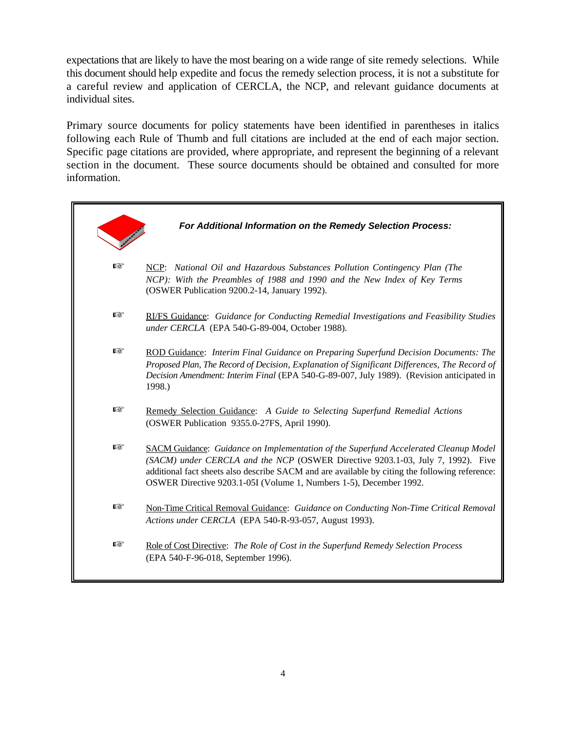expectations that are likely to have the most bearing on a wide range of site remedy selections. While this document should help expedite and focus the remedy selection process, it is not a substitute for a careful review and application of CERCLA, the NCP, and relevant guidance documents at individual sites.

Primary source documents for policy statements have been identified in parentheses in italics following each Rule of Thumb and full citations are included at the end of each major section. Specific page citations are provided, where appropriate, and represent the beginning of a relevant section in the document. These source documents should be obtained and consulted for more information.

***For Additional Information on the Remedy Selection Process:***

- NCP: *National Oil and Hazardous Substances Pollution Contingency Plan (The NCP): With the Preambles of 1988 and 1990 and the New Index of Key Terms* (OSWER Publication 9200.2-14, January 1992).

- RI/FS Guidance: *Guidance for Conducting Remedial Investigations and Feasibility Studies under CERCLA* (EPA 540-G-89-004, October 1988).

- ROD Guidance: *Interim Final Guidance on Preparing Superfund Decision Documents: The Proposed Plan, The Record of Decision, Explanation of Significant Differences, The Record of Decision Amendment: Interim Final* (EPA 540-G-89-007, July 1989). (Revision anticipated in 1998.)

- Remedy Selection Guidance: *A Guide to Selecting Superfund Remedial Actions* (OSWER Publication 9355.0-27FS, April 1990).

- SACM Guidance: *Guidance on Implementation of the Superfund Accelerated Cleanup Model (SACM) under CERCLA and the NCP* (OSWER Directive 9203.1-03, July 7, 1992). Five additional fact sheets also describe SACM and are available by citing the following reference: OSWER Directive 9203.1-05I (Volume 1, Numbers 1-5), December 1992.

- Non-Time Critical Removal Guidance: *Guidance on Conducting Non-Time Critical Removal Actions under CERCLA* (EPA 540-R-93-057, August 1993).

- Role of Cost Directive: *The Role of Cost in the Superfund Remedy Selection Process* (EPA 540-F-96-018, September 1996).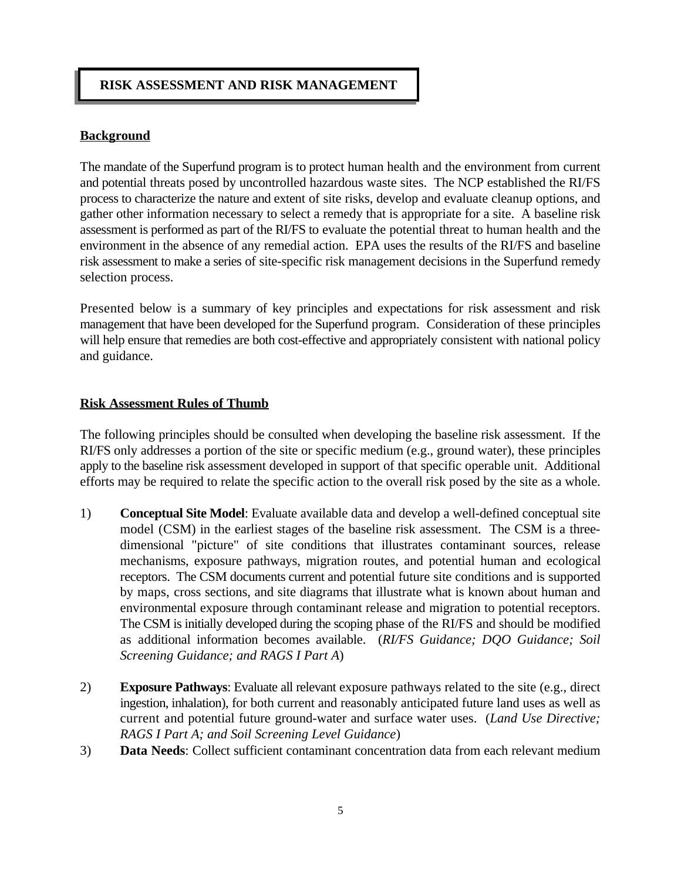## RISK ASSESSMENT AND RISK MANAGEMENT

### Background

The mandate of the Superfund program is to protect human health and the environment from current and potential threats posed by uncontrolled hazardous waste sites. The NCP established the RI/FS process to characterize the nature and extent of site risks, develop and evaluate cleanup options, and gather other information necessary to select a remedy that is appropriate for a site. A baseline risk assessment is performed as part of the RI/FS to evaluate the potential threat to human health and the environment in the absence of any remedial action. EPA uses the results of the RI/FS and baseline risk assessment to make a series of site-specific risk management decisions in the Superfund remedy selection process.

Presented below is a summary of key principles and expectations for risk assessment and risk management that have been developed for the Superfund program. Consideration of these principles will help ensure that remedies are both cost-effective and appropriately consistent with national policy and guidance.

### Risk Assessment Rules of Thumb

The following principles should be consulted when developing the baseline risk assessment. If the RI/FS only addresses a portion of the site or specific medium (e.g., ground water), these principles apply to the baseline risk assessment developed in support of that specific operable unit. Additional efforts may be required to relate the specific action to the overall risk posed by the site as a whole.

1) **Conceptual Site Model**: Evaluate available data and develop a well-defined conceptual site model (CSM) in the earliest stages of the baseline risk assessment. The CSM is a three-dimensional "picture" of site conditions that illustrates contaminant sources, release mechanisms, exposure pathways, migration routes, and potential human and ecological receptors. The CSM documents current and potential future site conditions and is supported by maps, cross sections, and site diagrams that illustrate what is known about human and environmental exposure through contaminant release and migration to potential receptors. The CSM is initially developed during the scoping phase of the RI/FS and should be modified as additional information becomes available. (*RI/FS Guidance; DQO Guidance; Soil Screening Guidance; and RAGS I Part A*)

2) **Exposure Pathways**: Evaluate all relevant exposure pathways related to the site (e.g., direct ingestion, inhalation), for both current and reasonably anticipated future land uses as well as current and potential future ground-water and surface water uses. (*Land Use Directive; RAGS I Part A; and Soil Screening Level Guidance*)

3) **Data Needs**: Collect sufficient contaminant concentration data from each relevant medium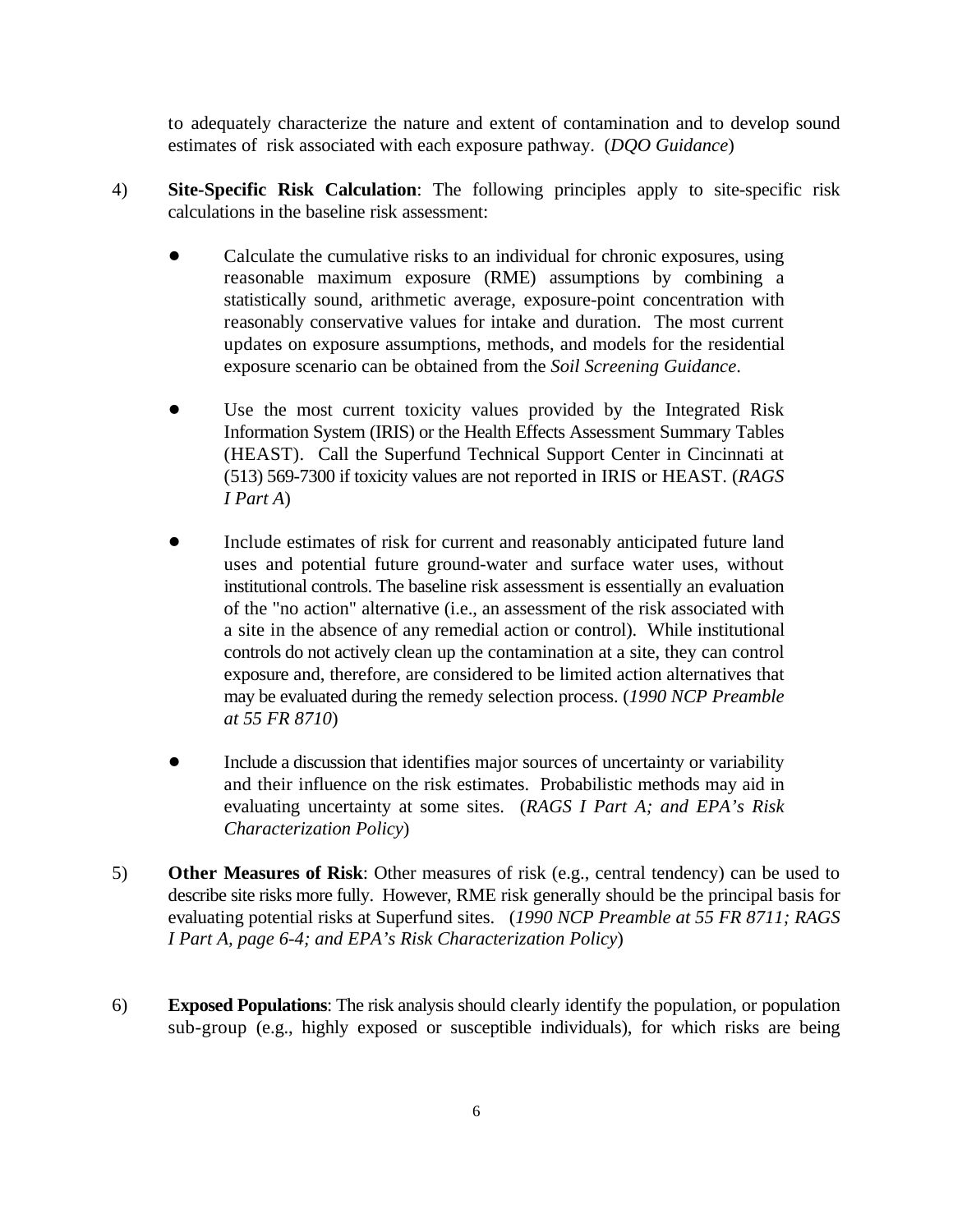to adequately characterize the nature and extent of contamination and to develop sound estimates of risk associated with each exposure pathway. (*DQO Guidance*)

4) **Site-Specific Risk Calculation**: The following principles apply to site-specific risk calculations in the baseline risk assessment:

- Calculate the cumulative risks to an individual for chronic exposures, using reasonable maximum exposure (RME) assumptions by combining a statistically sound, arithmetic average, exposure-point concentration with reasonably conservative values for intake and duration. The most current updates on exposure assumptions, methods, and models for the residential exposure scenario can be obtained from the *Soil Screening Guidance*.

- Use the most current toxicity values provided by the Integrated Risk Information System (IRIS) or the Health Effects Assessment Summary Tables (HEAST). Call the Superfund Technical Support Center in Cincinnati at (513) 569-7300 if toxicity values are not reported in IRIS or HEAST. (*RAGS I Part A*)

- Include estimates of risk for current and reasonably anticipated future land uses and potential future ground-water and surface water uses, without institutional controls. The baseline risk assessment is essentially an evaluation of the "no action" alternative (i.e., an assessment of the risk associated with a site in the absence of any remedial action or control). While institutional controls do not actively clean up the contamination at a site, they can control exposure and, therefore, are considered to be limited action alternatives that may be evaluated during the remedy selection process. (*1990 NCP Preamble at 55 FR 8710*)

- Include a discussion that identifies major sources of uncertainty or variability and their influence on the risk estimates. Probabilistic methods may aid in evaluating uncertainty at some sites. (*RAGS I Part A; and EPA's Risk Characterization Policy*)

5) **Other Measures of Risk**: Other measures of risk (e.g., central tendency) can be used to describe site risks more fully. However, RME risk generally should be the principal basis for evaluating potential risks at Superfund sites. (*1990 NCP Preamble at 55 FR 8711; RAGS I Part A, page 6-4; and EPA's Risk Characterization Policy*)

6) **Exposed Populations**: The risk analysis should clearly identify the population, or population sub-group (e.g., highly exposed or susceptible individuals), for which risks are being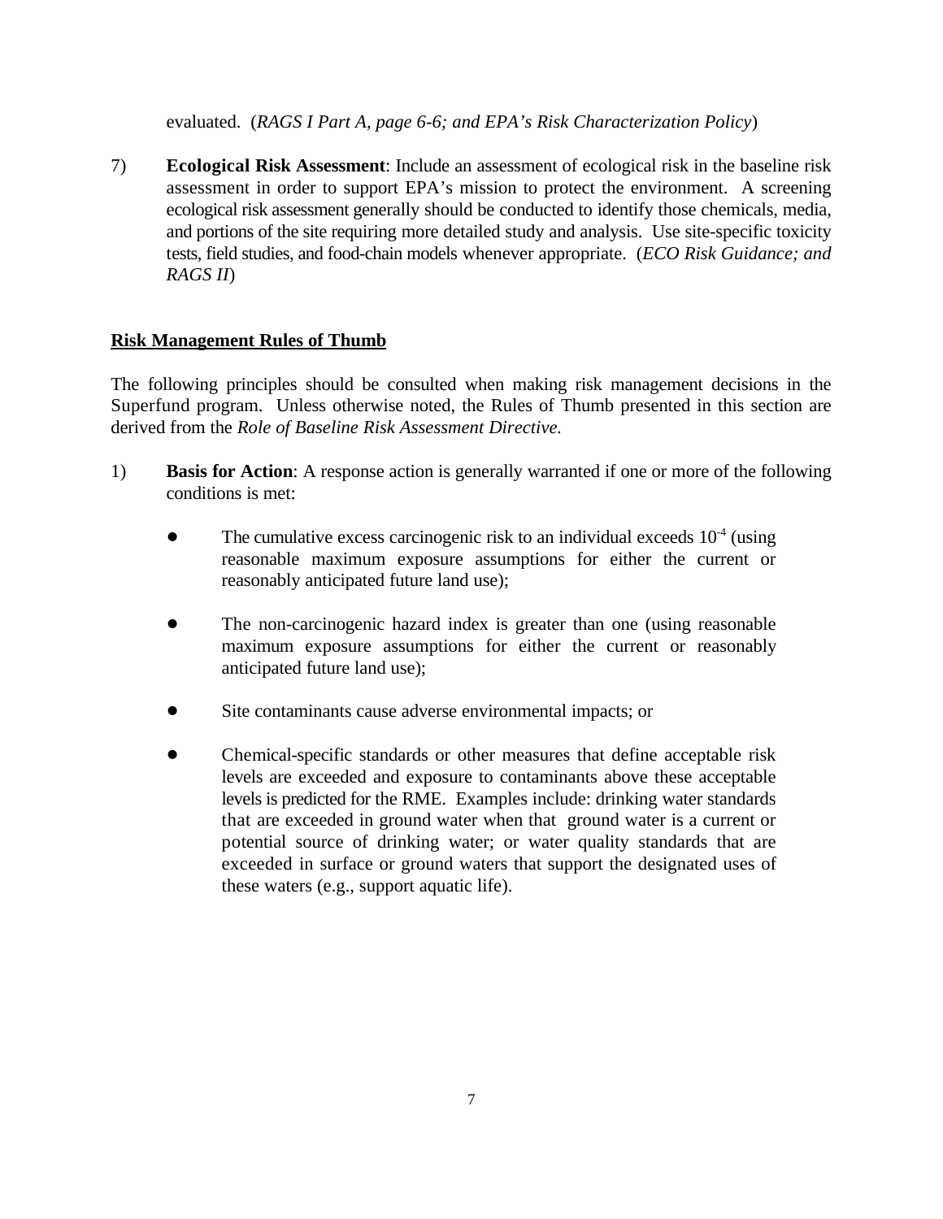evaluated. (*RAGS I Part A, page 6-6; and EPA's Risk Characterization Policy*)

7) **Ecological Risk Assessment**: Include an assessment of ecological risk in the baseline risk assessment in order to support EPA's mission to protect the environment. A screening ecological risk assessment generally should be conducted to identify those chemicals, media, and portions of the site requiring more detailed study and analysis. Use site-specific toxicity tests, field studies, and food-chain models whenever appropriate. (*ECO Risk Guidance; and RAGS II*)

**<u>Risk Management Rules of Thumb</u>**

The following principles should be consulted when making risk management decisions in the Superfund program. Unless otherwise noted, the Rules of Thumb presented in this section are derived from the *Role of Baseline Risk Assessment Directive.*

1) **Basis for Action**: A response action is generally warranted if one or more of the following conditions is met:

- The cumulative excess carcinogenic risk to an individual exceeds $10^{-4}$ (using reasonable maximum exposure assumptions for either the current or reasonably anticipated future land use);

- The non-carcinogenic hazard index is greater than one (using reasonable maximum exposure assumptions for either the current or reasonably anticipated future land use);

- Site contaminants cause adverse environmental impacts; or

- Chemical-specific standards or other measures that define acceptable risk levels are exceeded and exposure to contaminants above these acceptable levels is predicted for the RME. Examples include: drinking water standards that are exceeded in ground water when that ground water is a current or potential source of drinking water; or water quality standards that are exceeded in surface or ground waters that support the designated uses of these waters (e.g., support aquatic life).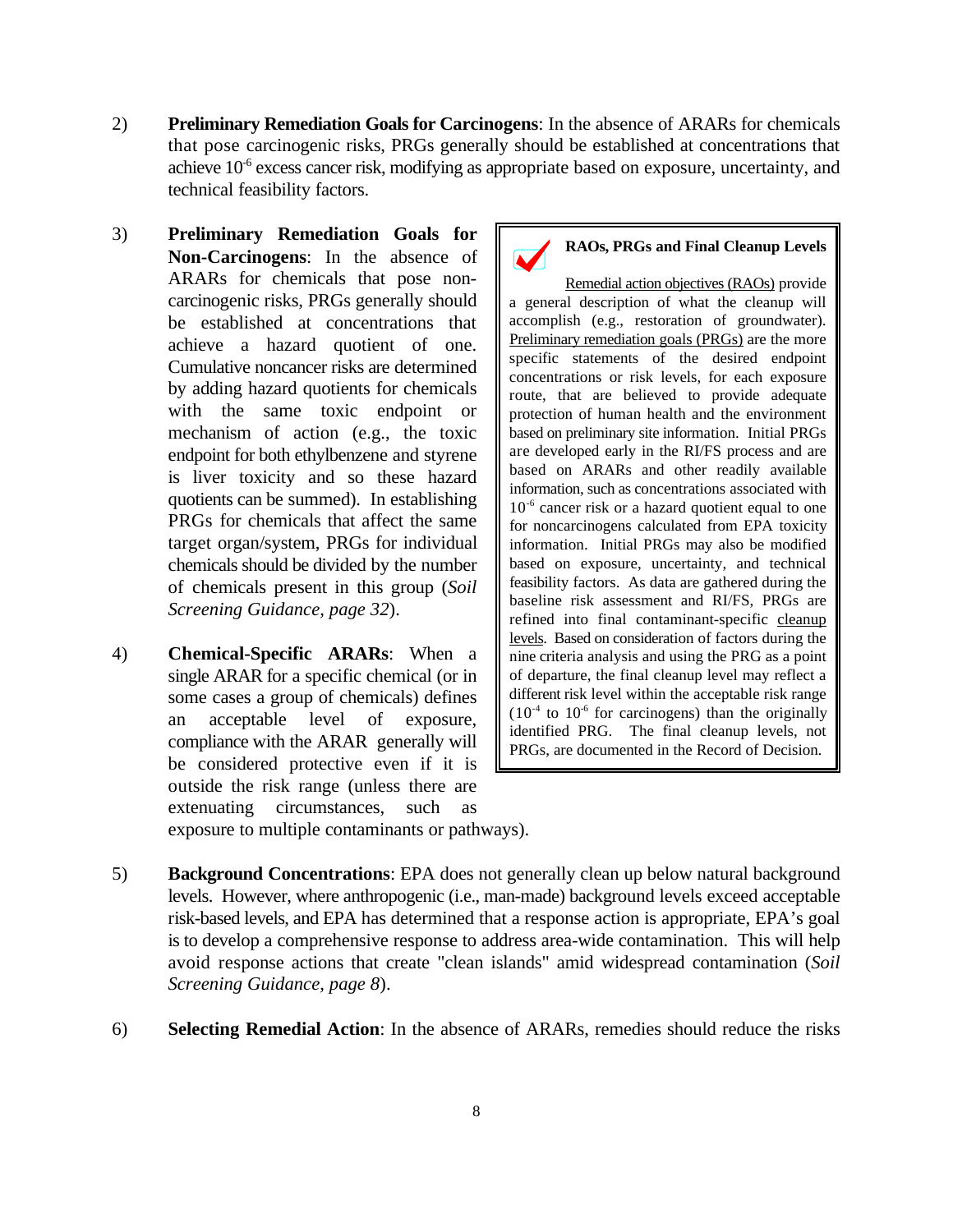2) **Preliminary Remediation Goals for Carcinogens**: In the absence of ARARs for chemicals that pose carcinogenic risks, PRGs generally should be established at concentrations that achieve $10^{-6}$ excess cancer risk, modifying as appropriate based on exposure, uncertainty, and technical feasibility factors.

3) **Preliminary Remediation Goals for Non-Carcinogens**: In the absence of ARARs for chemicals that pose non-carcinogenic risks, PRGs generally should be established at concentrations that achieve a hazard quotient of one. Cumulative noncancer risks are determined by adding hazard quotients for chemicals with the same toxic endpoint or mechanism of action (e.g., the toxic endpoint for both ethylbenzene and styrene is liver toxicity and so these hazard quotients can be summed). In establishing PRGs for chemicals that affect the same target organ/system, PRGs for individual chemicals should be divided by the number of chemicals present in this group (*Soil Screening Guidance, page 32*).

4) **Chemical-Specific ARARs**: When a single ARAR for a specific chemical (or in some cases a group of chemicals) defines an acceptable level of exposure, compliance with the ARAR generally will be considered protective even if it is outside the risk range (unless there are extenuating circumstances, such as exposure to multiple contaminants or pathways).

> **RAOs, PRGs and Final Cleanup Levels**
>
> Remedial action objectives (RAOs) provide a general description of what the cleanup will accomplish (e.g., restoration of groundwater). Preliminary remediation goals (PRGs) are the more specific statements of the desired endpoint concentrations or risk levels, for each exposure route, that are believed to provide adequate protection of human health and the environment based on preliminary site information. Initial PRGs are developed early in the RI/FS process and are based on ARARs and other readily available information, such as concentrations associated with $10^{-6}$ cancer risk or a hazard quotient equal to one for noncarcinogens calculated from EPA toxicity information. Initial PRGs may also be modified based on exposure, uncertainty, and technical feasibility factors. As data are gathered during the baseline risk assessment and RI/FS, PRGs are refined into final contaminant-specific cleanup levels. Based on consideration of factors during the nine criteria analysis and using the PRG as a point of departure, the final cleanup level may reflect a different risk level within the acceptable risk range ($10^{-4}$ to $10^{-6}$ for carcinogens) than the originally identified PRG. The final cleanup levels, not PRGs, are documented in the Record of Decision.

5) **Background Concentrations**: EPA does not generally clean up below natural background levels. However, where anthropogenic (i.e., man-made) background levels exceed acceptable risk-based levels, and EPA has determined that a response action is appropriate, EPA's goal is to develop a comprehensive response to address area-wide contamination. This will help avoid response actions that create "clean islands" amid widespread contamination (*Soil Screening Guidance, page 8*).

6) **Selecting Remedial Action**: In the absence of ARARs, remedies should reduce the risks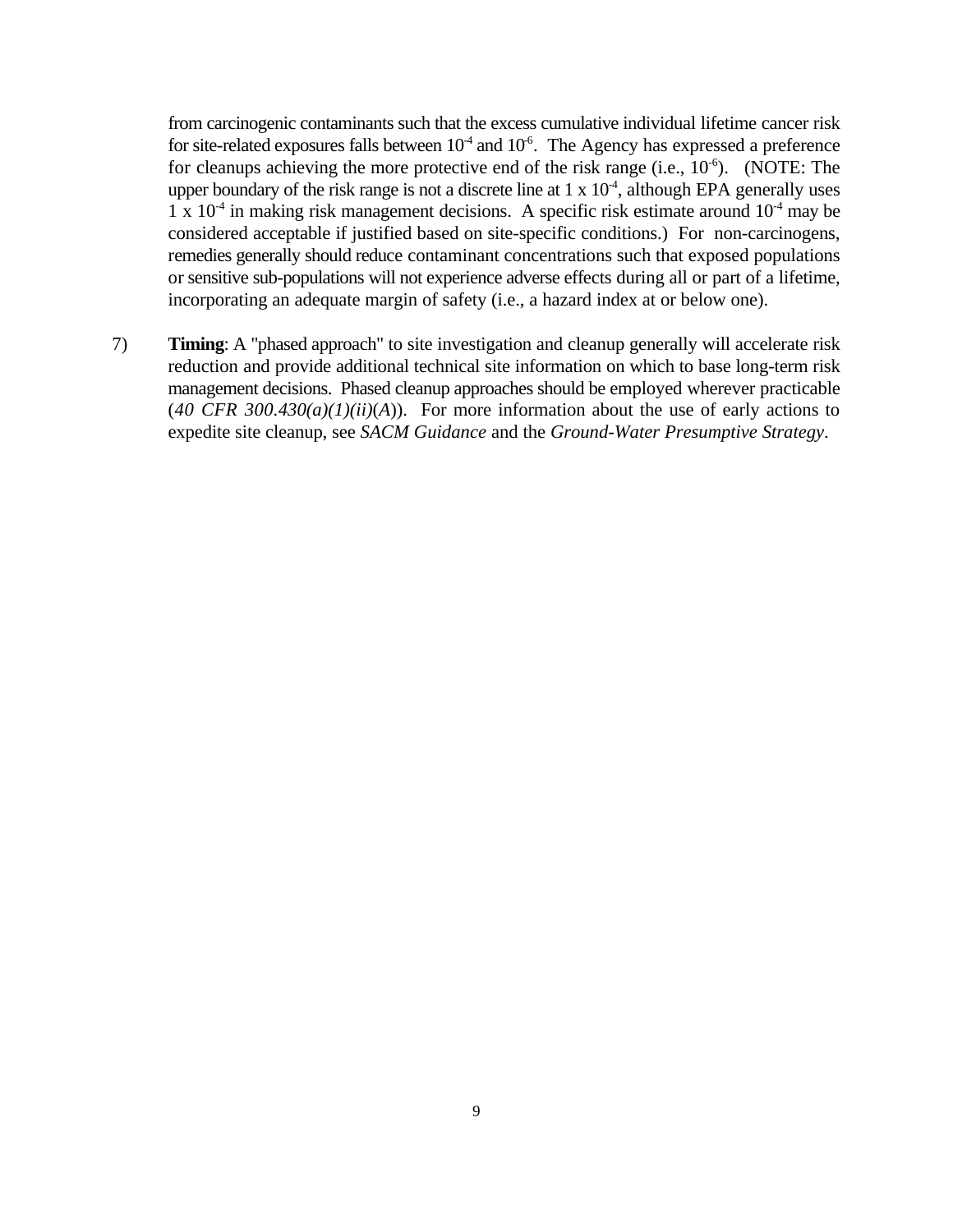from carcinogenic contaminants such that the excess cumulative individual lifetime cancer risk for site-related exposures falls between $10^{-4}$ and $10^{-6}$. The Agency has expressed a preference for cleanups achieving the more protective end of the risk range (i.e., $10^{-6}$). (NOTE: The upper boundary of the risk range is not a discrete line at $1 \times 10^{-4}$, although EPA generally uses $1 \times 10^{-4}$ in making risk management decisions. A specific risk estimate around $10^{-4}$ may be considered acceptable if justified based on site-specific conditions.) For non-carcinogens, remedies generally should reduce contaminant concentrations such that exposed populations or sensitive sub-populations will not experience adverse effects during all or part of a lifetime, incorporating an adequate margin of safety (i.e., a hazard index at or below one).

7) **Timing**: A "phased approach" to site investigation and cleanup generally will accelerate risk reduction and provide additional technical site information on which to base long-term risk management decisions. Phased cleanup approaches should be employed wherever practicable (*40 CFR 300.430(a)(1)(ii)(A)*). For more information about the use of early actions to expedite site cleanup, see *SACM Guidance* and the *Ground-Water Presumptive Strategy*.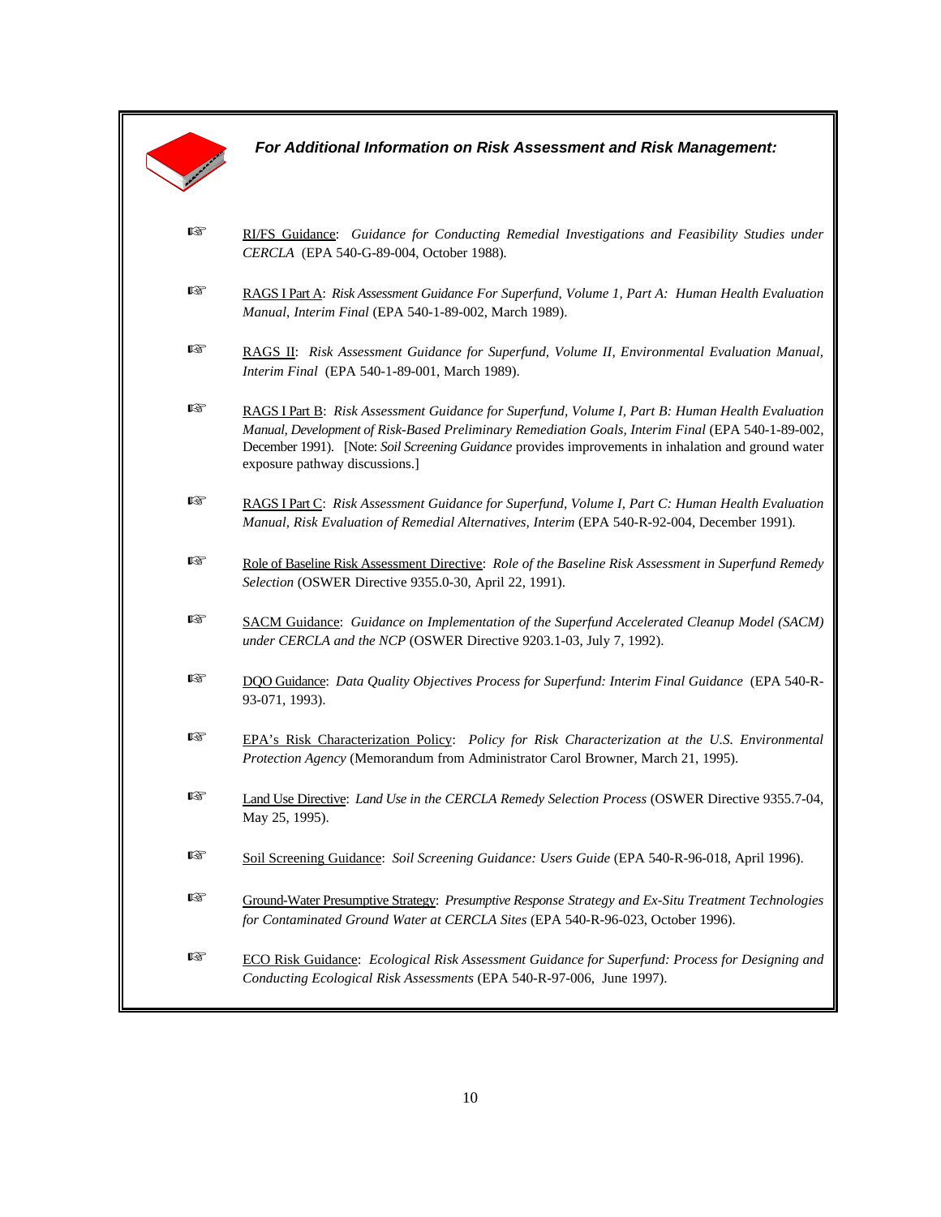***For Additional Information on Risk Assessment and Risk Management:***

- RI/FS Guidance: *Guidance for Conducting Remedial Investigations and Feasibility Studies under CERCLA* (EPA 540-G-89-004, October 1988).

- RAGS I Part A: *Risk Assessment Guidance For Superfund, Volume 1, Part A: Human Health Evaluation Manual, Interim Final* (EPA 540-1-89-002, March 1989).

- RAGS II: *Risk Assessment Guidance for Superfund, Volume II, Environmental Evaluation Manual, Interim Final* (EPA 540-1-89-001, March 1989).

- RAGS I Part B: *Risk Assessment Guidance for Superfund, Volume I, Part B: Human Health Evaluation Manual, Development of Risk-Based Preliminary Remediation Goals, Interim Final* (EPA 540-1-89-002, December 1991). [Note: *Soil Screening Guidance* provides improvements in inhalation and ground water exposure pathway discussions.]

- RAGS I Part C: *Risk Assessment Guidance for Superfund, Volume I, Part C: Human Health Evaluation Manual, Risk Evaluation of Remedial Alternatives, Interim* (EPA 540-R-92-004, December 1991).

- Role of Baseline Risk Assessment Directive: *Role of the Baseline Risk Assessment in Superfund Remedy Selection* (OSWER Directive 9355.0-30, April 22, 1991).

- SACM Guidance: *Guidance on Implementation of the Superfund Accelerated Cleanup Model (SACM) under CERCLA and the NCP* (OSWER Directive 9203.1-03, July 7, 1992).

- DQO Guidance: *Data Quality Objectives Process for Superfund: Interim Final Guidance* (EPA 540-R-93-071, 1993).

- EPA's Risk Characterization Policy: *Policy for Risk Characterization at the U.S. Environmental Protection Agency* (Memorandum from Administrator Carol Browner, March 21, 1995).

- Land Use Directive: *Land Use in the CERCLA Remedy Selection Process* (OSWER Directive 9355.7-04, May 25, 1995).

- Soil Screening Guidance: *Soil Screening Guidance: Users Guide* (EPA 540-R-96-018, April 1996).

- Ground-Water Presumptive Strategy: *Presumptive Response Strategy and Ex-Situ Treatment Technologies for Contaminated Ground Water at CERCLA Sites* (EPA 540-R-96-023, October 1996).

- ECO Risk Guidance: *Ecological Risk Assessment Guidance for Superfund: Process for Designing and Conducting Ecological Risk Assessments* (EPA 540-R-97-006, June 1997).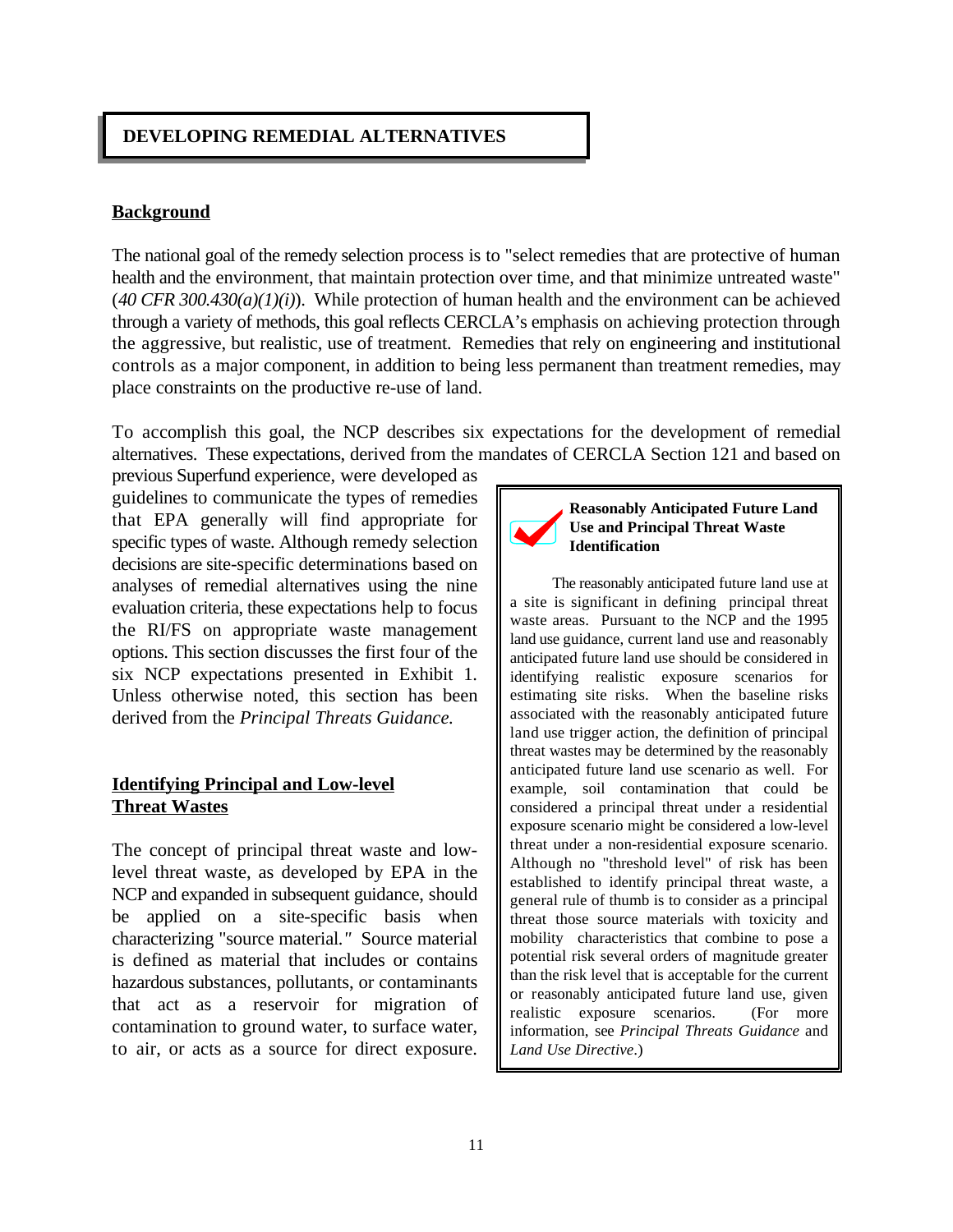## DEVELOPING REMEDIAL ALTERNATIVES

### Background

The national goal of the remedy selection process is to "select remedies that are protective of human health and the environment, that maintain protection over time, and that minimize untreated waste" (*40 CFR 300.430(a)(1)(i)*). While protection of human health and the environment can be achieved through a variety of methods, this goal reflects CERCLA's emphasis on achieving protection through the aggressive, but realistic, use of treatment. Remedies that rely on engineering and institutional controls as a major component, in addition to being less permanent than treatment remedies, may place constraints on the productive re-use of land.

To accomplish this goal, the NCP describes six expectations for the development of remedial alternatives. These expectations, derived from the mandates of CERCLA Section 121 and based on previous Superfund experience, were developed as guidelines to communicate the types of remedies that EPA generally will find appropriate for specific types of waste. Although remedy selection decisions are site-specific determinations based on analyses of remedial alternatives using the nine evaluation criteria, these expectations help to focus the RI/FS on appropriate waste management options. This section discusses the first four of the six NCP expectations presented in Exhibit 1. Unless otherwise noted, this section has been derived from the *Principal Threats Guidance.*

> **Reasonably Anticipated Future Land Use and Principal Threat Waste Identification**
>
> The reasonably anticipated future land use at a site is significant in defining principal threat waste areas. Pursuant to the NCP and the 1995 land use guidance, current land use and reasonably anticipated future land use should be considered in identifying realistic exposure scenarios for estimating site risks. When the baseline risks associated with the reasonably anticipated future land use trigger action, the definition of principal threat wastes may be determined by the reasonably anticipated future land use scenario as well. For example, soil contamination that could be considered a principal threat under a residential exposure scenario might be considered a low-level threat under a non-residential exposure scenario. Although no "threshold level" of risk has been established to identify principal threat waste, a general rule of thumb is to consider as a principal threat those source materials with toxicity and mobility characteristics that combine to pose a potential risk several orders of magnitude greater than the risk level that is acceptable for the current or reasonably anticipated future land use, given realistic exposure scenarios. (For more information, see *Principal Threats Guidance* and *Land Use Directive*.)

### Identifying Principal and Low-level Threat Wastes

The concept of principal threat waste and low-level threat waste, as developed by EPA in the NCP and expanded in subsequent guidance, should be applied on a site-specific basis when characterizing "source material." Source material is defined as material that includes or contains hazardous substances, pollutants, or contaminants that act as a reservoir for migration of contamination to ground water, to surface water, to air, or acts as a source for direct exposure.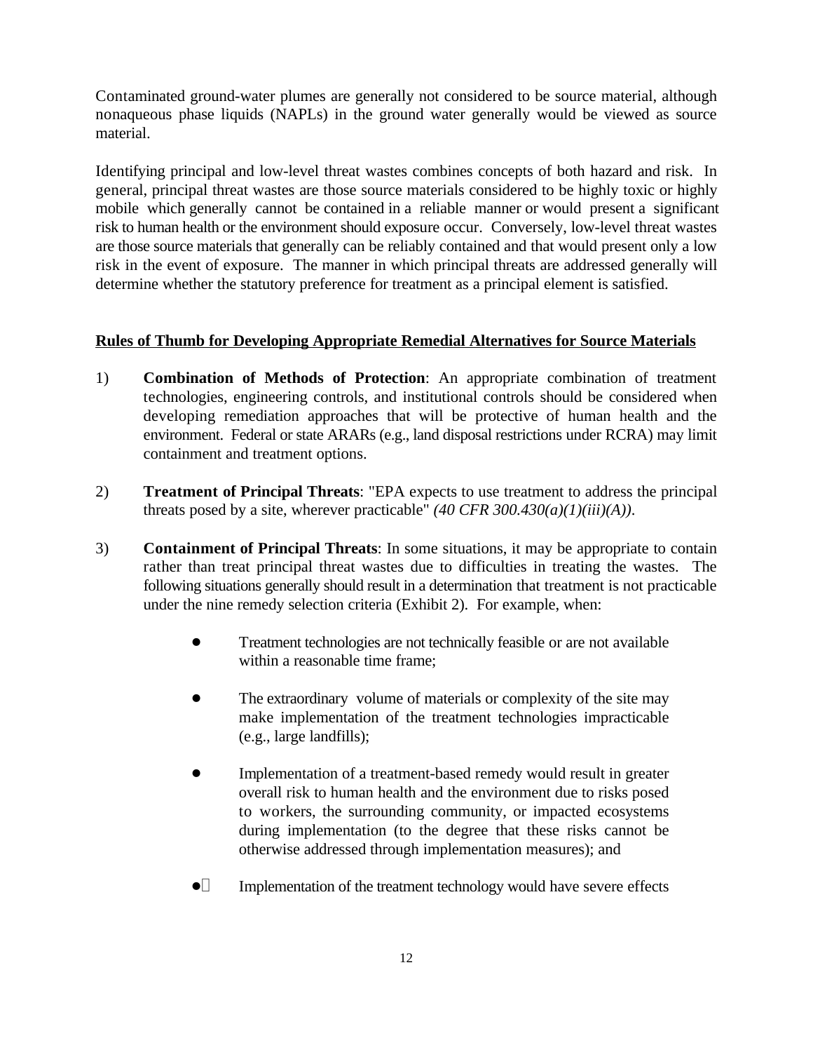Contaminated ground-water plumes are generally not considered to be source material, although nonaqueous phase liquids (NAPLs) in the ground water generally would be viewed as source material.

Identifying principal and low-level threat wastes combines concepts of both hazard and risk. In general, principal threat wastes are those source materials considered to be highly toxic or highly mobile which generally cannot be contained in a reliable manner or would present a significant risk to human health or the environment should exposure occur. Conversely, low-level threat wastes are those source materials that generally can be reliably contained and that would present only a low risk in the event of exposure. The manner in which principal threats are addressed generally will determine whether the statutory preference for treatment as a principal element is satisfied.

**Rules of Thumb for Developing Appropriate Remedial Alternatives for Source Materials**

1) **Combination of Methods of Protection**: An appropriate combination of treatment technologies, engineering controls, and institutional controls should be considered when developing remediation approaches that will be protective of human health and the environment. Federal or state ARARs (e.g., land disposal restrictions under RCRA) may limit containment and treatment options.

2) **Treatment of Principal Threats**: "EPA expects to use treatment to address the principal threats posed by a site, wherever practicable" *(40 CFR 300.430(a)(1)(iii)(A))*.

3) **Containment of Principal Threats**: In some situations, it may be appropriate to contain rather than treat principal threat wastes due to difficulties in treating the wastes. The following situations generally should result in a determination that treatment is not practicable under the nine remedy selection criteria (Exhibit 2). For example, when:

   - Treatment technologies are not technically feasible or are not available within a reasonable time frame;
   - The extraordinary volume of materials or complexity of the site may make implementation of the treatment technologies impracticable (e.g., large landfills);
   - Implementation of a treatment-based remedy would result in greater overall risk to human health and the environment due to risks posed to workers, the surrounding community, or impacted ecosystems during implementation (to the degree that these risks cannot be otherwise addressed through implementation measures); and
   - Implementation of the treatment technology would have severe effects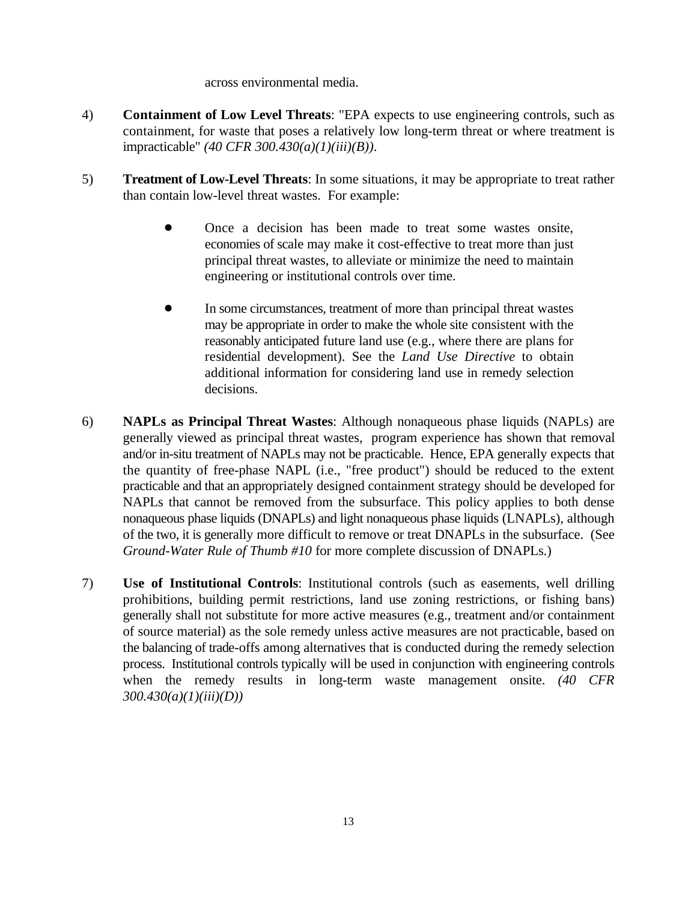across environmental media.

4) **Containment of Low Level Threats**: "EPA expects to use engineering controls, such as containment, for waste that poses a relatively low long-term threat or where treatment is impracticable" *(40 CFR 300.430(a)(1)(iii)(B))*.

5) **Treatment of Low-Level Threats**: In some situations, it may be appropriate to treat rather than contain low-level threat wastes. For example:

- Once a decision has been made to treat some wastes onsite, economies of scale may make it cost-effective to treat more than just principal threat wastes, to alleviate or minimize the need to maintain engineering or institutional controls over time.

- In some circumstances, treatment of more than principal threat wastes may be appropriate in order to make the whole site consistent with the reasonably anticipated future land use (e.g., where there are plans for residential development). See the *Land Use Directive* to obtain additional information for considering land use in remedy selection decisions.

6) **NAPLs as Principal Threat Wastes**: Although nonaqueous phase liquids (NAPLs) are generally viewed as principal threat wastes, program experience has shown that removal and/or in-situ treatment of NAPLs may not be practicable. Hence, EPA generally expects that the quantity of free-phase NAPL (i.e., "free product") should be reduced to the extent practicable and that an appropriately designed containment strategy should be developed for NAPLs that cannot be removed from the subsurface. This policy applies to both dense nonaqueous phase liquids (DNAPLs) and light nonaqueous phase liquids (LNAPLs), although of the two, it is generally more difficult to remove or treat DNAPLs in the subsurface. (See *Ground-Water Rule of Thumb #10* for more complete discussion of DNAPLs.)

7) **Use of Institutional Controls**: Institutional controls (such as easements, well drilling prohibitions, building permit restrictions, land use zoning restrictions, or fishing bans) generally shall not substitute for more active measures (e.g., treatment and/or containment of source material) as the sole remedy unless active measures are not practicable, based on the balancing of trade-offs among alternatives that is conducted during the remedy selection process. Institutional controls typically will be used in conjunction with engineering controls when the remedy results in long-term waste management onsite. *(40 CFR 300.430(a)(1)(iii)(D))*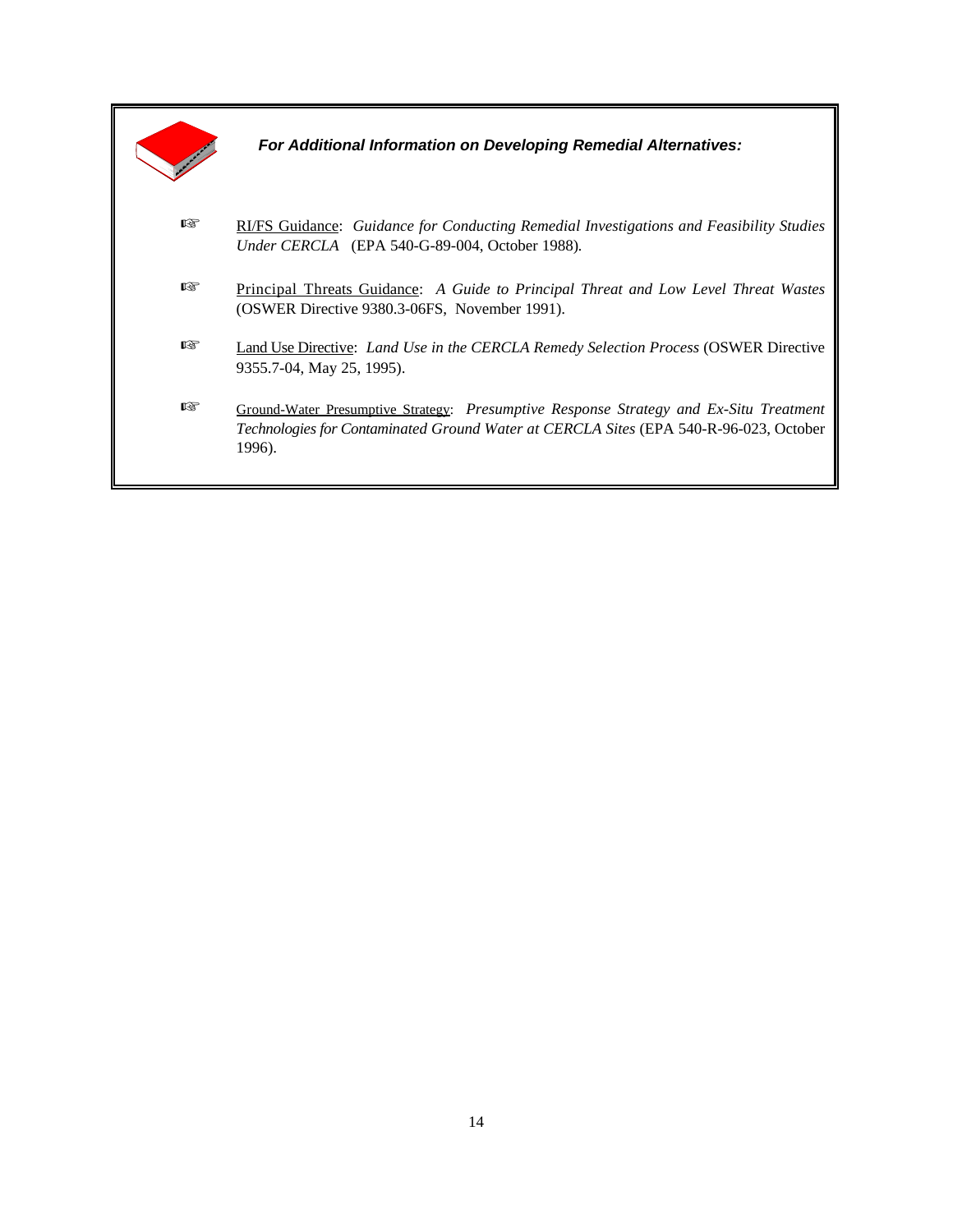***For Additional Information on Developing Remedial Alternatives:***

- RI/FS Guidance: *Guidance for Conducting Remedial Investigations and Feasibility Studies Under CERCLA* (EPA 540-G-89-004, October 1988).

- Principal Threats Guidance: *A Guide to Principal Threat and Low Level Threat Wastes* (OSWER Directive 9380.3-06FS, November 1991).

- Land Use Directive: *Land Use in the CERCLA Remedy Selection Process* (OSWER Directive 9355.7-04, May 25, 1995).

- Ground-Water Presumptive Strategy: *Presumptive Response Strategy and Ex-Situ Treatment Technologies for Contaminated Ground Water at CERCLA Sites* (EPA 540-R-96-023, October 1996).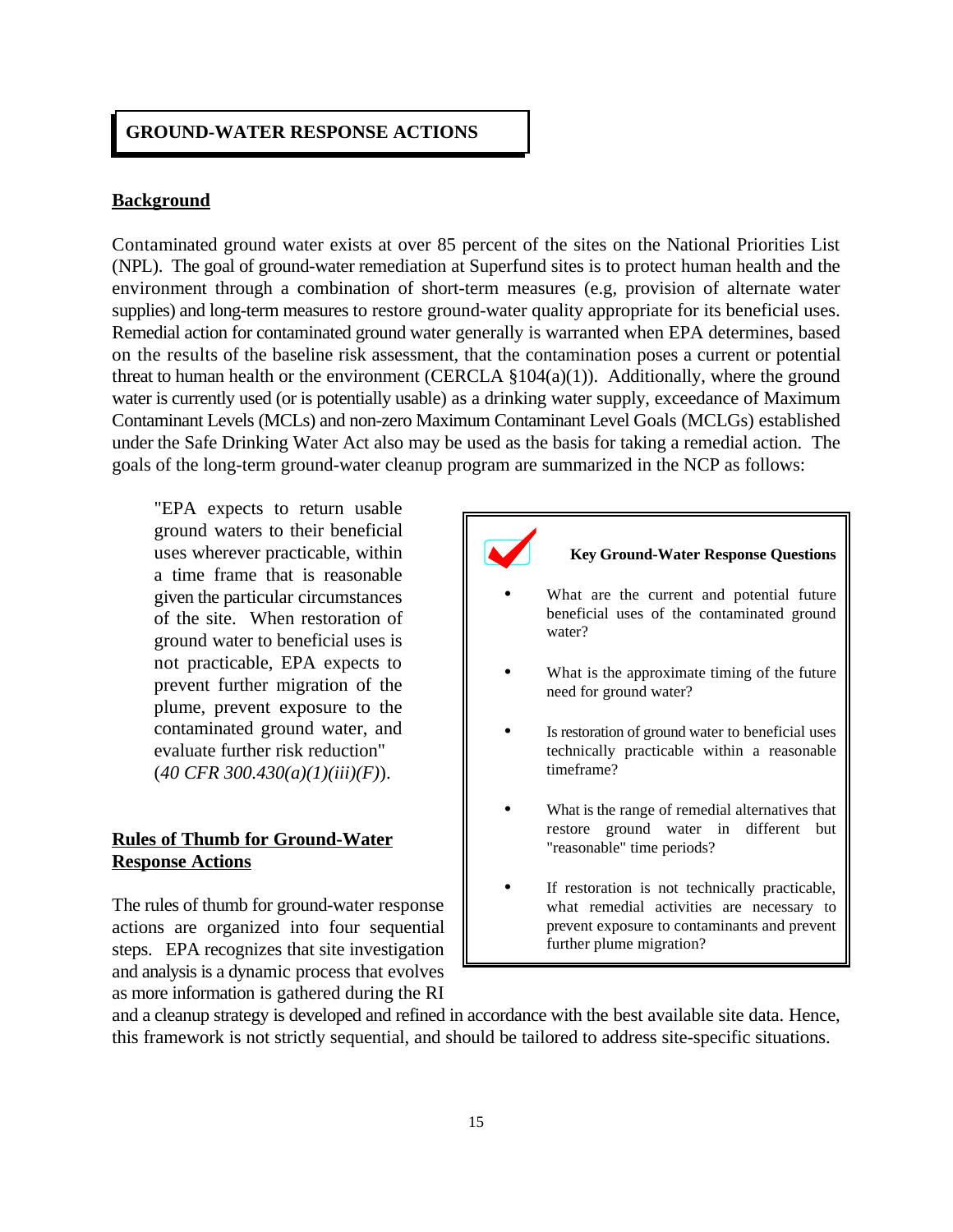## GROUND-WATER RESPONSE ACTIONS

### Background

Contaminated ground water exists at over 85 percent of the sites on the National Priorities List (NPL). The goal of ground-water remediation at Superfund sites is to protect human health and the environment through a combination of short-term measures (e.g, provision of alternate water supplies) and long-term measures to restore ground-water quality appropriate for its beneficial uses. Remedial action for contaminated ground water generally is warranted when EPA determines, based on the results of the baseline risk assessment, that the contamination poses a current or potential threat to human health or the environment (CERCLA §104(a)(1)). Additionally, where the ground water is currently used (or is potentially usable) as a drinking water supply, exceedance of Maximum Contaminant Levels (MCLs) and non-zero Maximum Contaminant Level Goals (MCLGs) established under the Safe Drinking Water Act also may be used as the basis for taking a remedial action. The goals of the long-term ground-water cleanup program are summarized in the NCP as follows:

> "EPA expects to return usable ground waters to their beneficial uses wherever practicable, within a time frame that is reasonable given the particular circumstances of the site. When restoration of ground water to beneficial uses is not practicable, EPA expects to prevent further migration of the plume, prevent exposure to the contaminated ground water, and evaluate further risk reduction" (*40 CFR 300.430(a)(1)(iii)(F)*).

**Key Ground-Water Response Questions**

- What are the current and potential future beneficial uses of the contaminated ground water?
- What is the approximate timing of the future need for ground water?
- Is restoration of ground water to beneficial uses technically practicable within a reasonable timeframe?
- What is the range of remedial alternatives that restore ground water in different but "reasonable" time periods?
- If restoration is not technically practicable, what remedial activities are necessary to prevent exposure to contaminants and prevent further plume migration?

### Rules of Thumb for Ground-Water Response Actions

The rules of thumb for ground-water response actions are organized into four sequential steps. EPA recognizes that site investigation and analysis is a dynamic process that evolves as more information is gathered during the RI and a cleanup strategy is developed and refined in accordance with the best available site data. Hence, this framework is not strictly sequential, and should be tailored to address site-specific situations.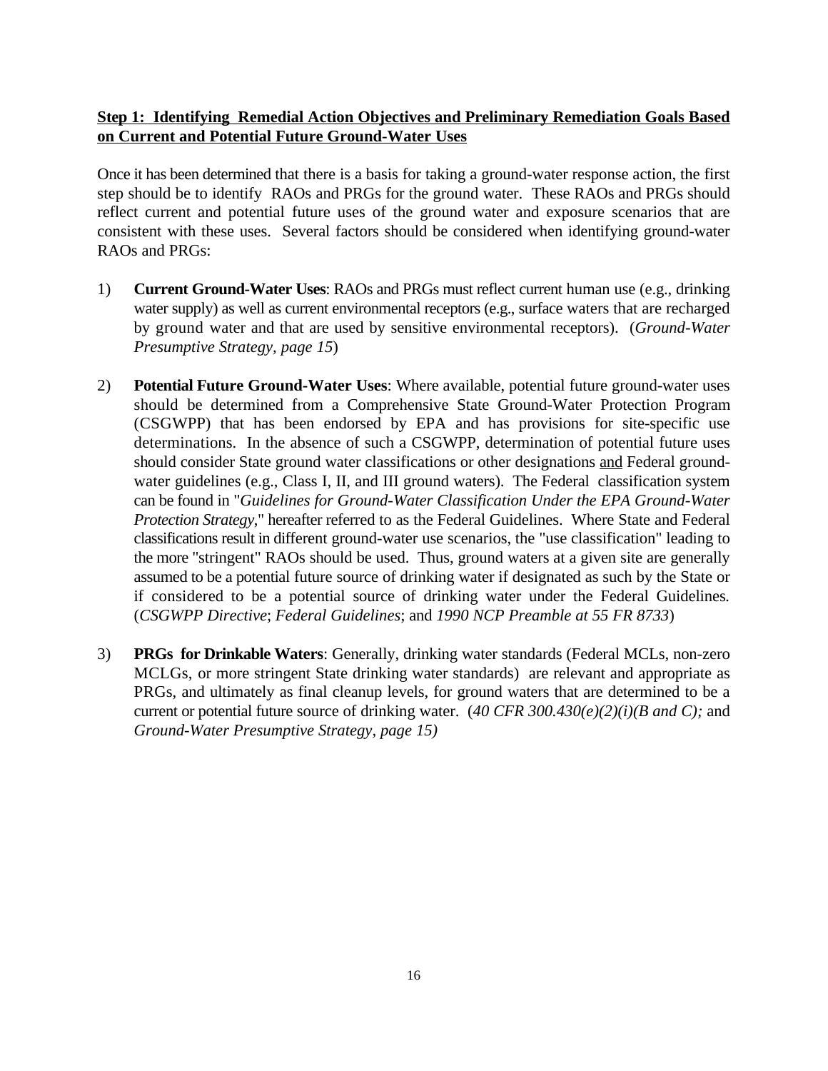**<u>Step 1: Identifying Remedial Action Objectives and Preliminary Remediation Goals Based on Current and Potential Future Ground-Water Uses</u>**

Once it has been determined that there is a basis for taking a ground-water response action, the first step should be to identify RAOs and PRGs for the ground water. These RAOs and PRGs should reflect current and potential future uses of the ground water and exposure scenarios that are consistent with these uses. Several factors should be considered when identifying ground-water RAOs and PRGs:

1) **Current Ground-Water Uses**: RAOs and PRGs must reflect current human use (e.g., drinking water supply) as well as current environmental receptors (e.g., surface waters that are recharged by ground water and that are used by sensitive environmental receptors). (*Ground-Water Presumptive Strategy, page 15*)

2) **Potential Future Ground-Water Uses**: Where available, potential future ground-water uses should be determined from a Comprehensive State Ground-Water Protection Program (CSGWPP) that has been endorsed by EPA and has provisions for site-specific use determinations. In the absence of such a CSGWPP, determination of potential future uses should consider State ground water classifications or other designations <u>and</u> Federal ground-water guidelines (e.g., Class I, II, and III ground waters). The Federal classification system can be found in "*Guidelines for Ground-Water Classification Under the EPA Ground-Water Protection Strategy*," hereafter referred to as the Federal Guidelines. Where State and Federal classifications result in different ground-water use scenarios, the "use classification" leading to the more "stringent" RAOs should be used. Thus, ground waters at a given site are generally assumed to be a potential future source of drinking water if designated as such by the State or if considered to be a potential source of drinking water under the Federal Guidelines. (*CSGWPP Directive*; *Federal Guidelines*; and *1990 NCP Preamble at 55 FR 8733*)

3) **PRGs for Drinkable Waters**: Generally, drinking water standards (Federal MCLs, non-zero MCLGs, or more stringent State drinking water standards) are relevant and appropriate as PRGs, and ultimately as final cleanup levels, for ground waters that are determined to be a current or potential future source of drinking water. (*40 CFR 300.430(e)(2)(i)(B and C);* and *Ground-Water Presumptive Strategy, page 15)*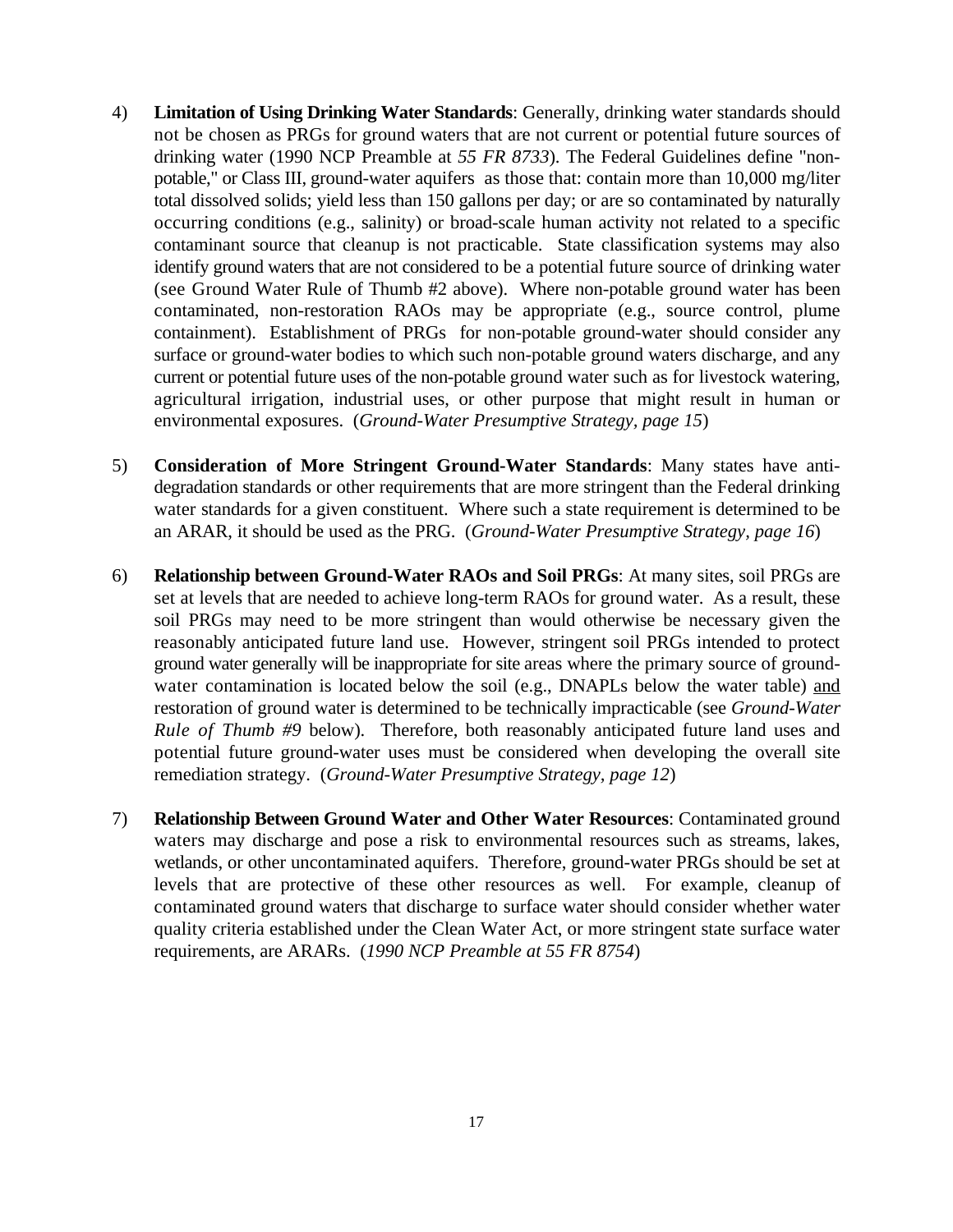4) **Limitation of Using Drinking Water Standards**: Generally, drinking water standards should not be chosen as PRGs for ground waters that are not current or potential future sources of drinking water (1990 NCP Preamble at *55 FR 8733*). The Federal Guidelines define "non-potable," or Class III, ground-water aquifers as those that: contain more than 10,000 mg/liter total dissolved solids; yield less than 150 gallons per day; or are so contaminated by naturally occurring conditions (e.g., salinity) or broad-scale human activity not related to a specific contaminant source that cleanup is not practicable. State classification systems may also identify ground waters that are not considered to be a potential future source of drinking water (see Ground Water Rule of Thumb #2 above). Where non-potable ground water has been contaminated, non-restoration RAOs may be appropriate (e.g., source control, plume containment). Establishment of PRGs for non-potable ground-water should consider any surface or ground-water bodies to which such non-potable ground waters discharge, and any current or potential future uses of the non-potable ground water such as for livestock watering, agricultural irrigation, industrial uses, or other purpose that might result in human or environmental exposures. (*Ground-Water Presumptive Strategy, page 15*)

5) **Consideration of More Stringent Ground-Water Standards**: Many states have anti-degradation standards or other requirements that are more stringent than the Federal drinking water standards for a given constituent. Where such a state requirement is determined to be an ARAR, it should be used as the PRG. (*Ground-Water Presumptive Strategy, page 16*)

6) **Relationship between Ground-Water RAOs and Soil PRGs**: At many sites, soil PRGs are set at levels that are needed to achieve long-term RAOs for ground water. As a result, these soil PRGs may need to be more stringent than would otherwise be necessary given the reasonably anticipated future land use. However, stringent soil PRGs intended to protect ground water generally will be inappropriate for site areas where the primary source of ground-water contamination is located below the soil (e.g., DNAPLs below the water table) <u>and</u> restoration of ground water is determined to be technically impracticable (see *Ground-Water Rule of Thumb #9* below). Therefore, both reasonably anticipated future land uses and potential future ground-water uses must be considered when developing the overall site remediation strategy. (*Ground-Water Presumptive Strategy, page 12*)

7) **Relationship Between Ground Water and Other Water Resources**: Contaminated ground waters may discharge and pose a risk to environmental resources such as streams, lakes, wetlands, or other uncontaminated aquifers. Therefore, ground-water PRGs should be set at levels that are protective of these other resources as well. For example, cleanup of contaminated ground waters that discharge to surface water should consider whether water quality criteria established under the Clean Water Act, or more stringent state surface water requirements, are ARARs. (*1990 NCP Preamble at 55 FR 8754*)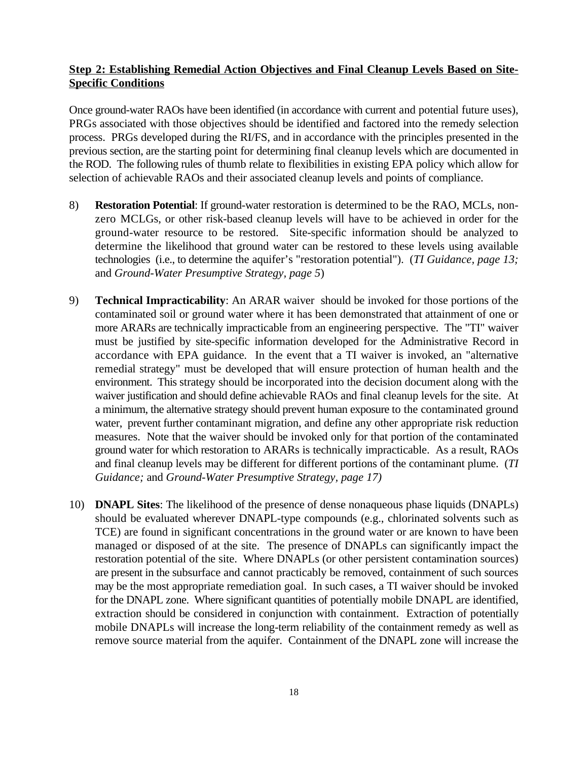**Step 2: Establishing Remedial Action Objectives and Final Cleanup Levels Based on Site-Specific Conditions**

Once ground-water RAOs have been identified (in accordance with current and potential future uses), PRGs associated with those objectives should be identified and factored into the remedy selection process. PRGs developed during the RI/FS, and in accordance with the principles presented in the previous section, are the starting point for determining final cleanup levels which are documented in the ROD. The following rules of thumb relate to flexibilities in existing EPA policy which allow for selection of achievable RAOs and their associated cleanup levels and points of compliance.

8) **Restoration Potential**: If ground-water restoration is determined to be the RAO, MCLs, non-zero MCLGs, or other risk-based cleanup levels will have to be achieved in order for the ground-water resource to be restored. Site-specific information should be analyzed to determine the likelihood that ground water can be restored to these levels using available technologies (i.e., to determine the aquifer's "restoration potential"). (*TI Guidance, page 13;* and *Ground-Water Presumptive Strategy, page 5*)

9) **Technical Impracticability**: An ARAR waiver should be invoked for those portions of the contaminated soil or ground water where it has been demonstrated that attainment of one or more ARARs are technically impracticable from an engineering perspective. The "TI" waiver must be justified by site-specific information developed for the Administrative Record in accordance with EPA guidance. In the event that a TI waiver is invoked, an "alternative remedial strategy" must be developed that will ensure protection of human health and the environment. This strategy should be incorporated into the decision document along with the waiver justification and should define achievable RAOs and final cleanup levels for the site. At a minimum, the alternative strategy should prevent human exposure to the contaminated ground water, prevent further contaminant migration, and define any other appropriate risk reduction measures. Note that the waiver should be invoked only for that portion of the contaminated ground water for which restoration to ARARs is technically impracticable. As a result, RAOs and final cleanup levels may be different for different portions of the contaminant plume. (*TI Guidance;* and *Ground-Water Presumptive Strategy, page 17)*

10) **DNAPL Sites**: The likelihood of the presence of dense nonaqueous phase liquids (DNAPLs) should be evaluated wherever DNAPL-type compounds (e.g., chlorinated solvents such as TCE) are found in significant concentrations in the ground water or are known to have been managed or disposed of at the site. The presence of DNAPLs can significantly impact the restoration potential of the site. Where DNAPLs (or other persistent contamination sources) are present in the subsurface and cannot practicably be removed, containment of such sources may be the most appropriate remediation goal. In such cases, a TI waiver should be invoked for the DNAPL zone. Where significant quantities of potentially mobile DNAPL are identified, extraction should be considered in conjunction with containment. Extraction of potentially mobile DNAPLs will increase the long-term reliability of the containment remedy as well as remove source material from the aquifer. Containment of the DNAPL zone will increase the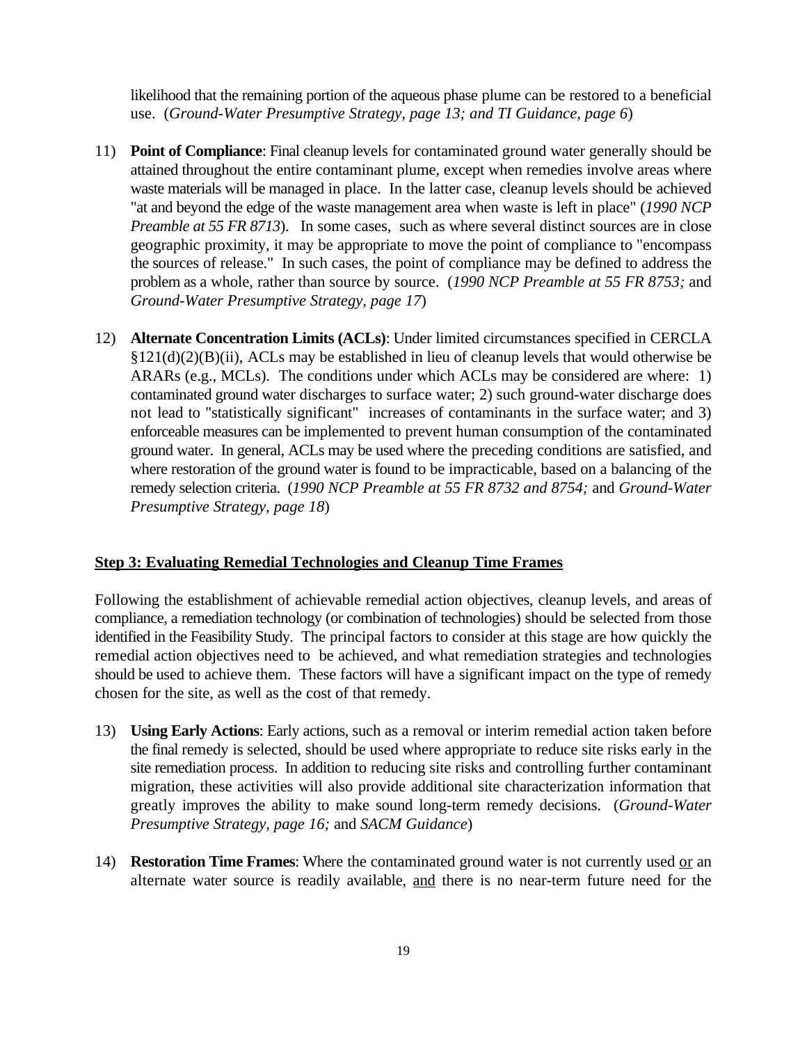likelihood that the remaining portion of the aqueous phase plume can be restored to a beneficial use. (*Ground-Water Presumptive Strategy, page 13; and TI Guidance, page 6*)

11) **Point of Compliance**: Final cleanup levels for contaminated ground water generally should be attained throughout the entire contaminant plume, except when remedies involve areas where waste materials will be managed in place. In the latter case, cleanup levels should be achieved "at and beyond the edge of the waste management area when waste is left in place" (*1990 NCP Preamble at 55 FR 8713*). In some cases, such as where several distinct sources are in close geographic proximity, it may be appropriate to move the point of compliance to "encompass the sources of release." In such cases, the point of compliance may be defined to address the problem as a whole, rather than source by source. (*1990 NCP Preamble at 55 FR 8753;* and *Ground-Water Presumptive Strategy, page 17*)

12) **Alternate Concentration Limits (ACLs)**: Under limited circumstances specified in CERCLA §121(d)(2)(B)(ii), ACLs may be established in lieu of cleanup levels that would otherwise be ARARs (e.g., MCLs). The conditions under which ACLs may be considered are where: 1) contaminated ground water discharges to surface water; 2) such ground-water discharge does not lead to "statistically significant" increases of contaminants in the surface water; and 3) enforceable measures can be implemented to prevent human consumption of the contaminated ground water. In general, ACLs may be used where the preceding conditions are satisfied, and where restoration of the ground water is found to be impracticable, based on a balancing of the remedy selection criteria. (*1990 NCP Preamble at 55 FR 8732 and 8754;* and *Ground-Water Presumptive Strategy, page 18*)

## Step 3: Evaluating Remedial Technologies and Cleanup Time Frames

Following the establishment of achievable remedial action objectives, cleanup levels, and areas of compliance, a remediation technology (or combination of technologies) should be selected from those identified in the Feasibility Study. The principal factors to consider at this stage are how quickly the remedial action objectives need to be achieved, and what remediation strategies and technologies should be used to achieve them. These factors will have a significant impact on the type of remedy chosen for the site, as well as the cost of that remedy.

13) **Using Early Actions**: Early actions, such as a removal or interim remedial action taken before the final remedy is selected, should be used where appropriate to reduce site risks early in the site remediation process. In addition to reducing site risks and controlling further contaminant migration, these activities will also provide additional site characterization information that greatly improves the ability to make sound long-term remedy decisions. (*Ground-Water Presumptive Strategy, page 16;* and *SACM Guidance*)

14) **Restoration Time Frames**: Where the contaminated ground water is not currently used <u>or</u> an alternate water source is readily available, <u>and</u> there is no near-term future need for the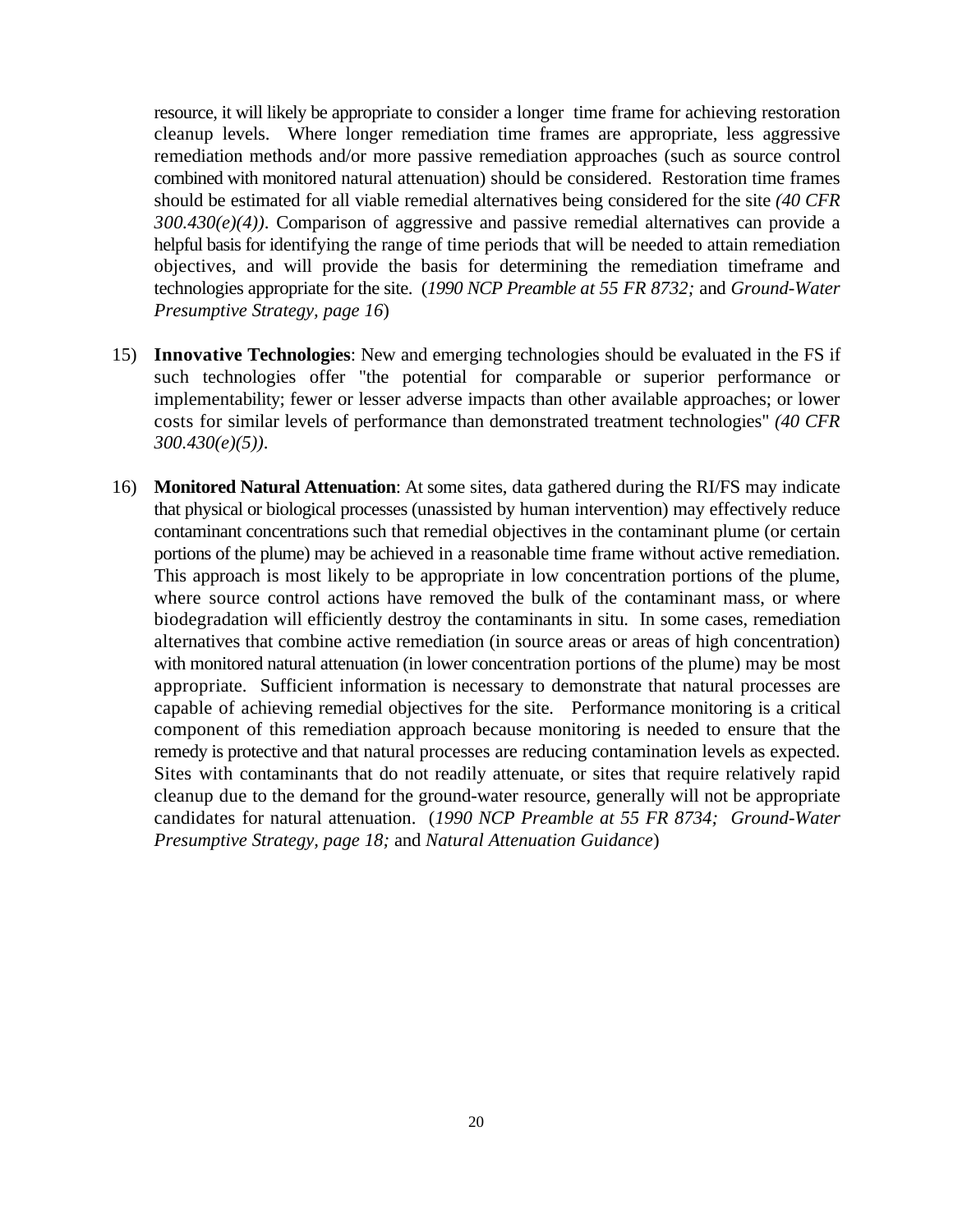resource, it will likely be appropriate to consider a longer time frame for achieving restoration cleanup levels. Where longer remediation time frames are appropriate, less aggressive remediation methods and/or more passive remediation approaches (such as source control combined with monitored natural attenuation) should be considered. Restoration time frames should be estimated for all viable remedial alternatives being considered for the site *(40 CFR 300.430(e)(4))*. Comparison of aggressive and passive remedial alternatives can provide a helpful basis for identifying the range of time periods that will be needed to attain remediation objectives, and will provide the basis for determining the remediation timeframe and technologies appropriate for the site. (*1990 NCP Preamble at 55 FR 8732;* and *Ground-Water Presumptive Strategy, page 16*)

15) **Innovative Technologies**: New and emerging technologies should be evaluated in the FS if such technologies offer "the potential for comparable or superior performance or implementability; fewer or lesser adverse impacts than other available approaches; or lower costs for similar levels of performance than demonstrated treatment technologies" *(40 CFR 300.430(e)(5))*.

16) **Monitored Natural Attenuation**: At some sites, data gathered during the RI/FS may indicate that physical or biological processes (unassisted by human intervention) may effectively reduce contaminant concentrations such that remedial objectives in the contaminant plume (or certain portions of the plume) may be achieved in a reasonable time frame without active remediation. This approach is most likely to be appropriate in low concentration portions of the plume, where source control actions have removed the bulk of the contaminant mass, or where biodegradation will efficiently destroy the contaminants in situ. In some cases, remediation alternatives that combine active remediation (in source areas or areas of high concentration) with monitored natural attenuation (in lower concentration portions of the plume) may be most appropriate. Sufficient information is necessary to demonstrate that natural processes are capable of achieving remedial objectives for the site. Performance monitoring is a critical component of this remediation approach because monitoring is needed to ensure that the remedy is protective and that natural processes are reducing contamination levels as expected. Sites with contaminants that do not readily attenuate, or sites that require relatively rapid cleanup due to the demand for the ground-water resource, generally will not be appropriate candidates for natural attenuation. (*1990 NCP Preamble at 55 FR 8734; Ground-Water Presumptive Strategy, page 18;* and *Natural Attenuation Guidance*)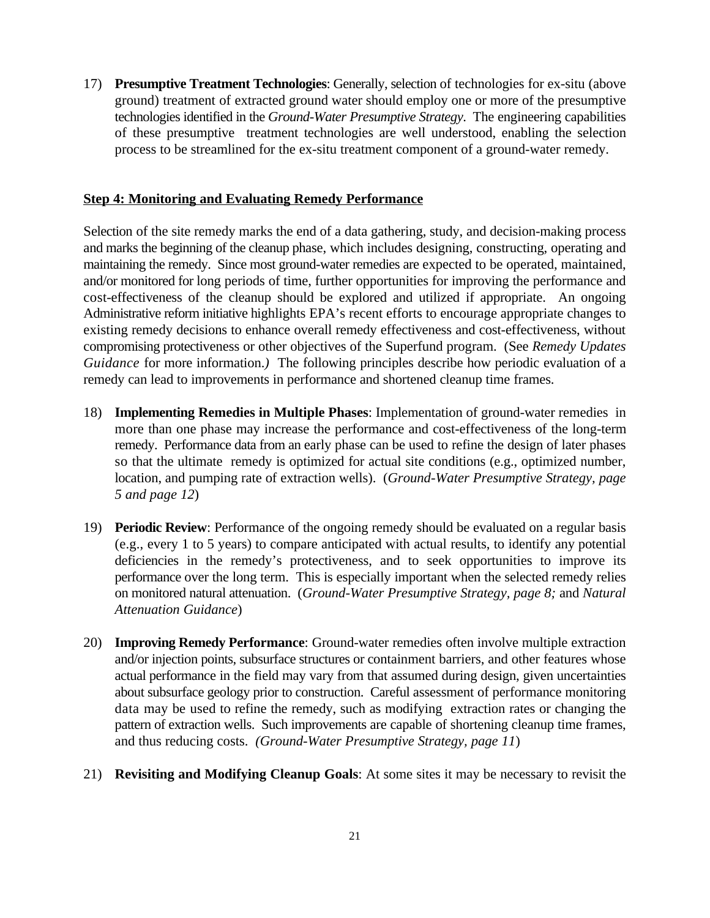17) **Presumptive Treatment Technologies**: Generally, selection of technologies for ex-situ (above ground) treatment of extracted ground water should employ one or more of the presumptive technologies identified in the *Ground-Water Presumptive Strategy*. The engineering capabilities of these presumptive treatment technologies are well understood, enabling the selection process to be streamlined for the ex-situ treatment component of a ground-water remedy.

**Step 4: Monitoring and Evaluating Remedy Performance**

Selection of the site remedy marks the end of a data gathering, study, and decision-making process and marks the beginning of the cleanup phase, which includes designing, constructing, operating and maintaining the remedy. Since most ground-water remedies are expected to be operated, maintained, and/or monitored for long periods of time, further opportunities for improving the performance and cost-effectiveness of the cleanup should be explored and utilized if appropriate. An ongoing Administrative reform initiative highlights EPA's recent efforts to encourage appropriate changes to existing remedy decisions to enhance overall remedy effectiveness and cost-effectiveness, without compromising protectiveness or other objectives of the Superfund program. (See *Remedy Updates Guidance* for more information.) The following principles describe how periodic evaluation of a remedy can lead to improvements in performance and shortened cleanup time frames.

18) **Implementing Remedies in Multiple Phases**: Implementation of ground-water remedies in more than one phase may increase the performance and cost-effectiveness of the long-term remedy. Performance data from an early phase can be used to refine the design of later phases so that the ultimate remedy is optimized for actual site conditions (e.g., optimized number, location, and pumping rate of extraction wells). (*Ground-Water Presumptive Strategy, page 5 and page 12*)

19) **Periodic Review**: Performance of the ongoing remedy should be evaluated on a regular basis (e.g., every 1 to 5 years) to compare anticipated with actual results, to identify any potential deficiencies in the remedy's protectiveness, and to seek opportunities to improve its performance over the long term. This is especially important when the selected remedy relies on monitored natural attenuation. (*Ground-Water Presumptive Strategy, page 8;* and *Natural Attenuation Guidance*)

20) **Improving Remedy Performance**: Ground-water remedies often involve multiple extraction and/or injection points, subsurface structures or containment barriers, and other features whose actual performance in the field may vary from that assumed during design, given uncertainties about subsurface geology prior to construction. Careful assessment of performance monitoring data may be used to refine the remedy, such as modifying extraction rates or changing the pattern of extraction wells. Such improvements are capable of shortening cleanup time frames, and thus reducing costs. *(Ground-Water Presumptive Strategy, page 11*)

21) **Revisiting and Modifying Cleanup Goals**: At some sites it may be necessary to revisit the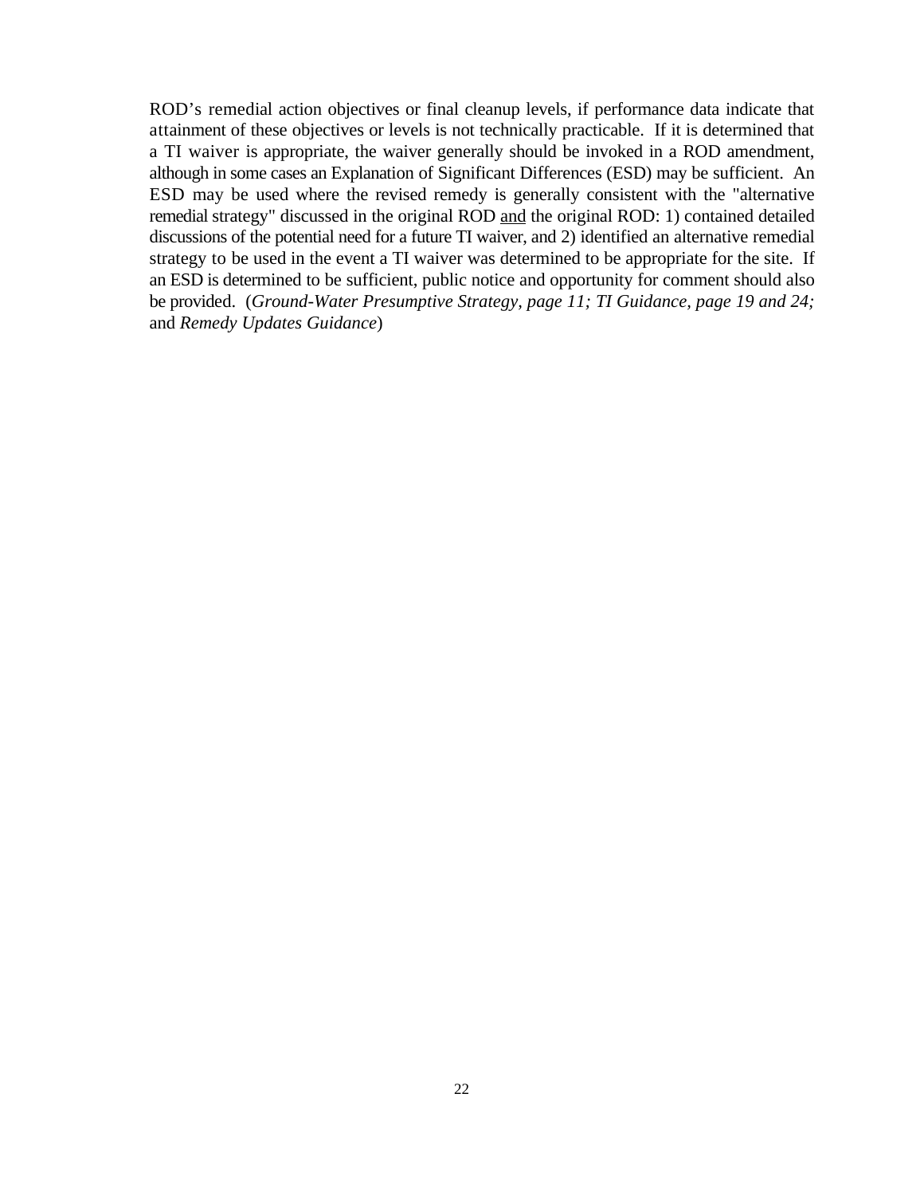ROD's remedial action objectives or final cleanup levels, if performance data indicate that attainment of these objectives or levels is not technically practicable. If it is determined that a TI waiver is appropriate, the waiver generally should be invoked in a ROD amendment, although in some cases an Explanation of Significant Differences (ESD) may be sufficient. An ESD may be used where the revised remedy is generally consistent with the "alternative remedial strategy" discussed in the original ROD <u>and</u> the original ROD: 1) contained detailed discussions of the potential need for a future TI waiver, and 2) identified an alternative remedial strategy to be used in the event a TI waiver was determined to be appropriate for the site. If an ESD is determined to be sufficient, public notice and opportunity for comment should also be provided. (*Ground-Water Presumptive Strategy, page 11; TI Guidance, page 19 and 24;* and *Remedy Updates Guidance*)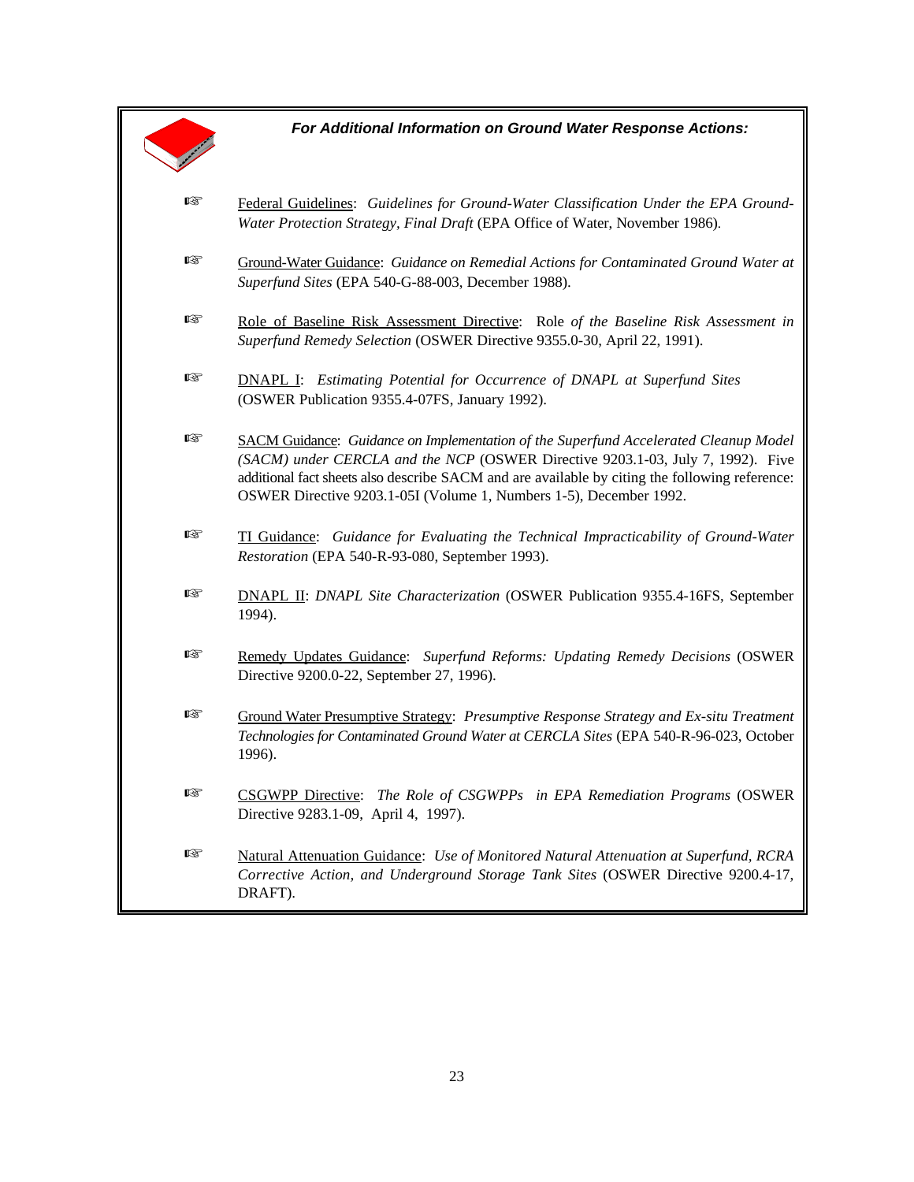***For Additional Information on Ground Water Response Actions:***

- Federal Guidelines: *Guidelines for Ground-Water Classification Under the EPA Ground-Water Protection Strategy, Final Draft* (EPA Office of Water, November 1986).

- Ground-Water Guidance: *Guidance on Remedial Actions for Contaminated Ground Water at Superfund Sites* (EPA 540-G-88-003, December 1988).

- Role of Baseline Risk Assessment Directive: Role *of the Baseline Risk Assessment in Superfund Remedy Selection* (OSWER Directive 9355.0-30, April 22, 1991).

- DNAPL I: *Estimating Potential for Occurrence of DNAPL at Superfund Sites* (OSWER Publication 9355.4-07FS, January 1992).

- SACM Guidance: *Guidance on Implementation of the Superfund Accelerated Cleanup Model (SACM) under CERCLA and the NCP* (OSWER Directive 9203.1-03, July 7, 1992). Five additional fact sheets also describe SACM and are available by citing the following reference: OSWER Directive 9203.1-05I (Volume 1, Numbers 1-5), December 1992.

- TI Guidance: *Guidance for Evaluating the Technical Impracticability of Ground-Water Restoration* (EPA 540-R-93-080, September 1993).

- DNAPL II: *DNAPL Site Characterization* (OSWER Publication 9355.4-16FS, September 1994).

- Remedy Updates Guidance: *Superfund Reforms: Updating Remedy Decisions* (OSWER Directive 9200.0-22, September 27, 1996).

- Ground Water Presumptive Strategy: *Presumptive Response Strategy and Ex-situ Treatment Technologies for Contaminated Ground Water at CERCLA Sites* (EPA 540-R-96-023, October 1996).

- CSGWPP Directive: *The Role of CSGWPPs in EPA Remediation Programs* (OSWER Directive 9283.1-09, April 4, 1997).

- Natural Attenuation Guidance: *Use of Monitored Natural Attenuation at Superfund, RCRA Corrective Action, and Underground Storage Tank Sites* (OSWER Directive 9200.4-17, DRAFT).